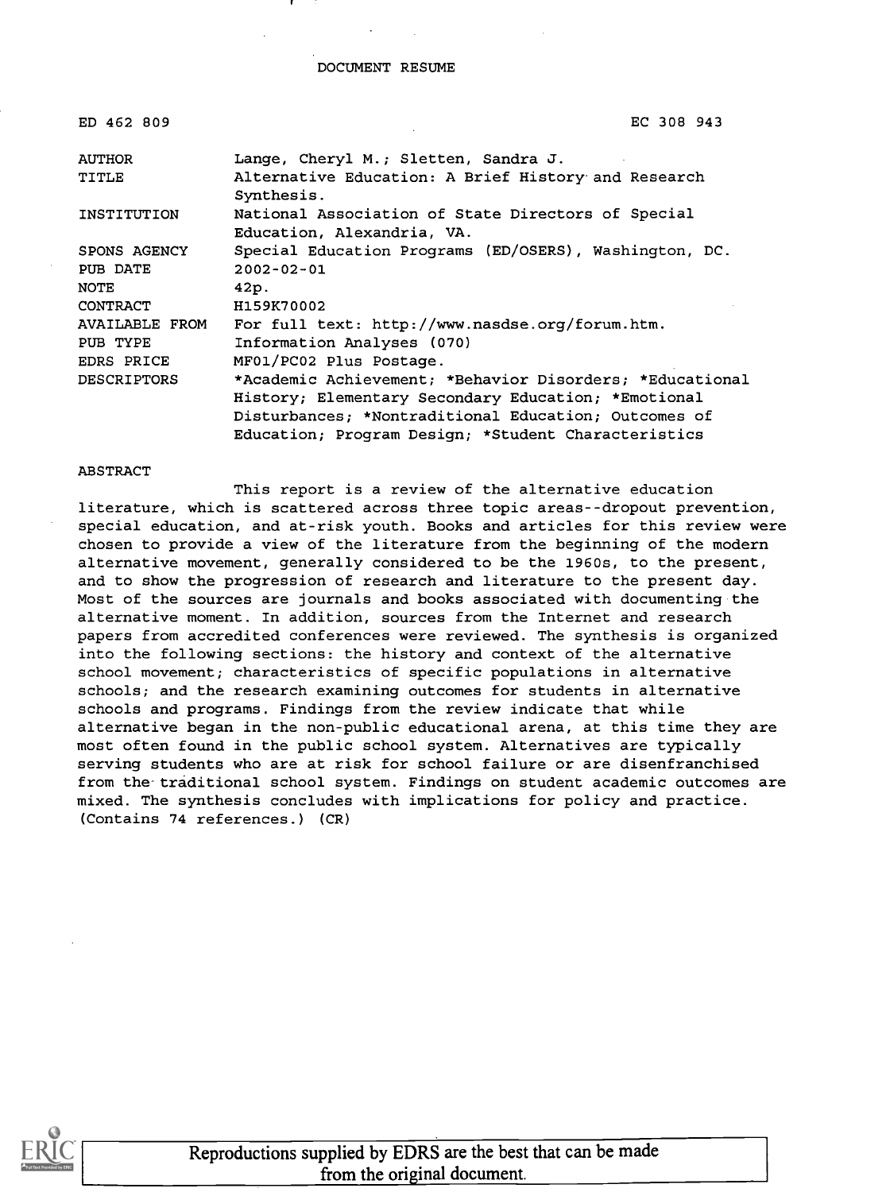# DOCUMENT RESUME

| | |
|---|---|
| ED 462 809 | EC 308 943 |
| AUTHOR | Lange, Cheryl M.; Sletten, Sandra J. |
| TITLE | Alternative Education: A Brief History and Research Synthesis. |
| INSTITUTION | National Association of State Directors of Special Education, Alexandria, VA. |
| SPONS AGENCY | Special Education Programs (ED/OSERS), Washington, DC. |
| PUB DATE | 2002-02-01 |
| NOTE | 42p. |
| CONTRACT | H159K70002 |
| AVAILABLE FROM | For full text: http://www.nasdse.org/forum.htm. |
| PUB TYPE | Information Analyses (070) |
| EDRS PRICE | MF01/PC02 Plus Postage. |
| DESCRIPTORS | *Academic Achievement; *Behavior Disorders; *Educational History; Elementary Secondary Education; *Emotional Disturbances; *Nontraditional Education; Outcomes of Education; Program Design; *Student Characteristics |

## ABSTRACT

This report is a review of the alternative education literature, which is scattered across three topic areas--dropout prevention, special education, and at-risk youth. Books and articles for this review were chosen to provide a view of the literature from the beginning of the modern alternative movement, generally considered to be the 1960s, to the present, and to show the progression of research and literature to the present day. Most of the sources are journals and books associated with documenting the alternative moment. In addition, sources from the Internet and research papers from accredited conferences were reviewed. The synthesis is organized into the following sections: the history and context of the alternative school movement; characteristics of specific populations in alternative schools; and the research examining outcomes for students in alternative schools and programs. Findings from the review indicate that while alternative began in the non-public educational arena, at this time they are most often found in the public school system. Alternatives are typically serving students who are at risk for school failure or are disenfranchised from the traditional school system. Findings on student academic outcomes are mixed. The synthesis concludes with implications for policy and practice. (Contains 74 references.) (CR)

Reproductions supplied by EDRS are the best that can be made from the original document.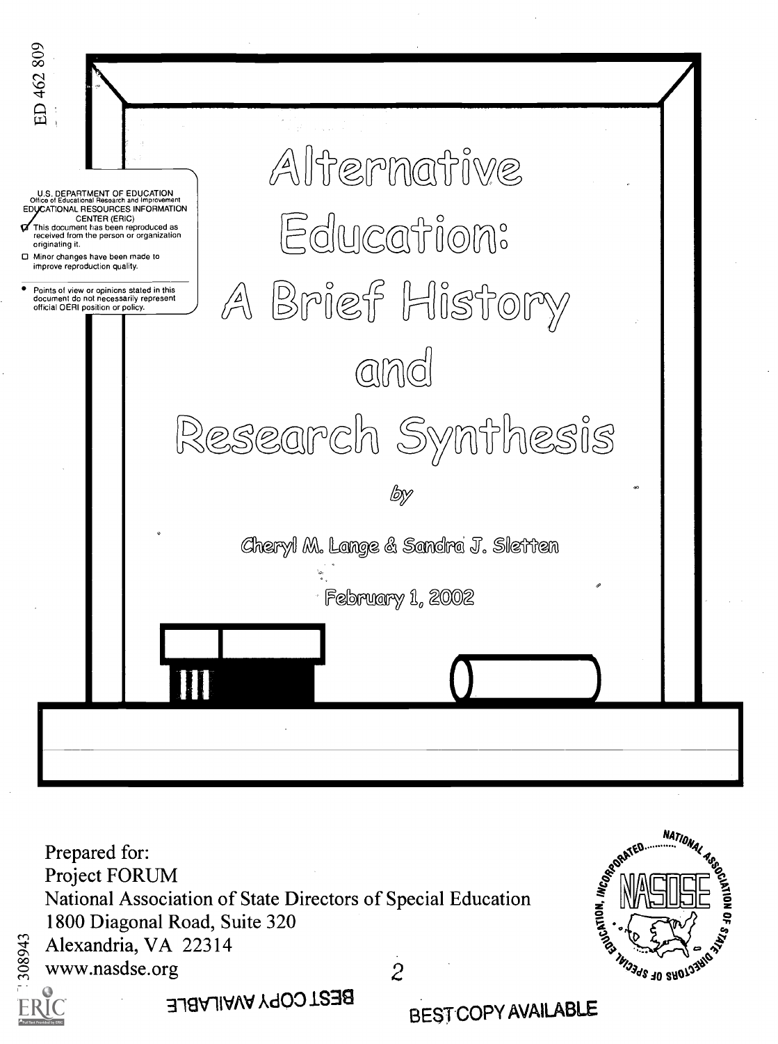ED 462 809

U.S. DEPARTMENT OF EDUCATION
Office of Educational Research and Improvement
EDUCATIONAL RESOURCES INFORMATION CENTER (ERIC)

- This document has been reproduced as received from the person or organization originating it.
- Minor changes have been made to improve reproduction quality.
- Points of view or opinions stated in this document do not necessarily represent official OERI position or policy.

# Alternative Education: A Brief History and Research Synthesis

by

Cheryl M. Lange & Sandra J. Sletten

February 1, 2002

Prepared for:
Project FORUM
National Association of State Directors of Special Education
1800 Diagonal Road, Suite 320
Alexandria, VA 22314
www.nasdse.org

BEST COPY AVAILABLE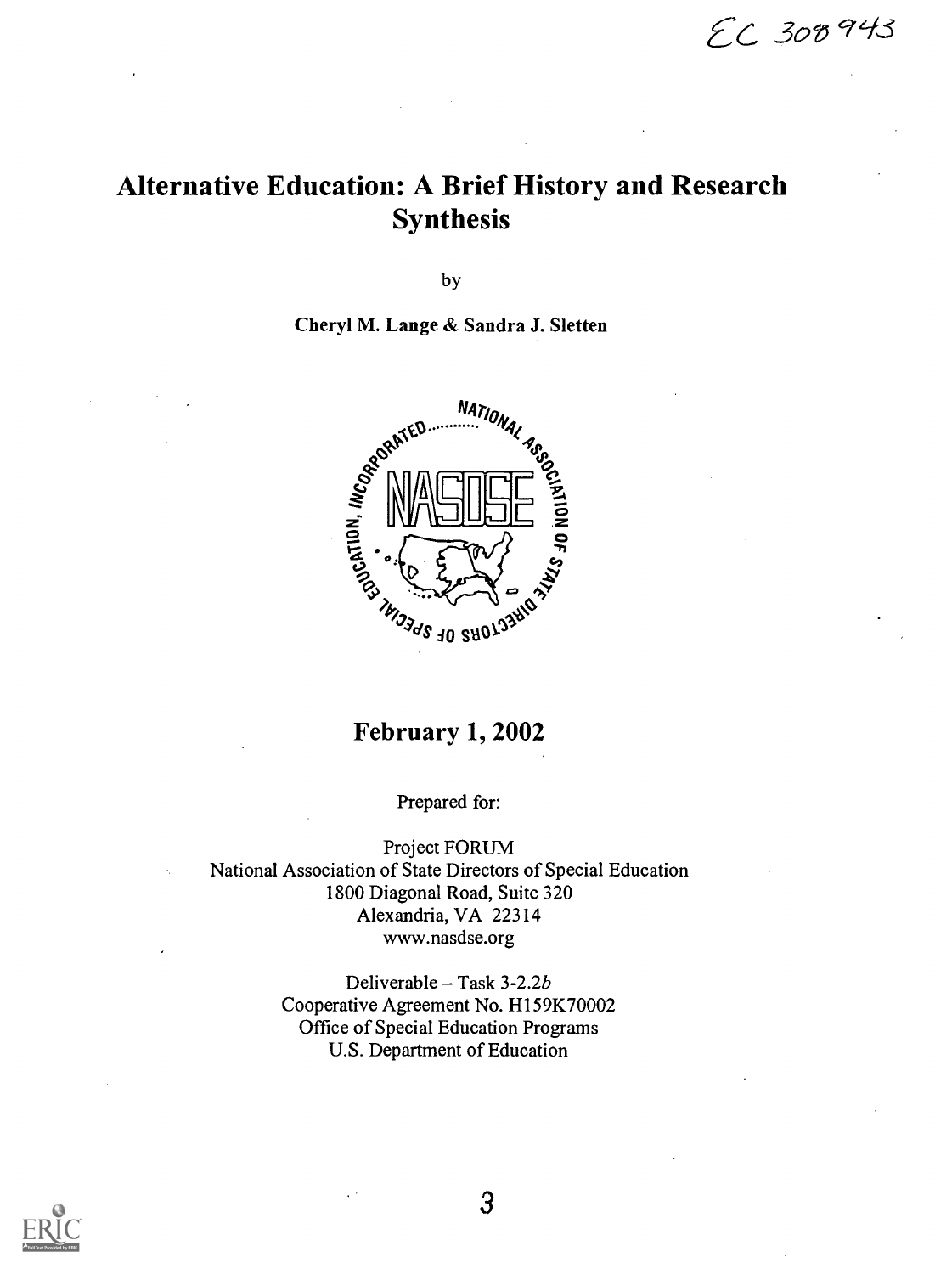EC 308943

# Alternative Education: A Brief History and Research Synthesis

by

**Cheryl M. Lange & Sandra J. Sletten**

NATIONAL ASSOCIATION OF STATE DIRECTORS OF SPECIAL EDUCATION, INCORPORATED

NASDSE

## February 1, 2002

Prepared for:

Project FORUM
National Association of State Directors of Special Education
1800 Diagonal Road, Suite 320
Alexandria, VA 22314
www.nasdse.org

Deliverable – Task 3-2.2*b*
Cooperative Agreement No. H159K70002
Office of Special Education Programs
U.S. Department of Education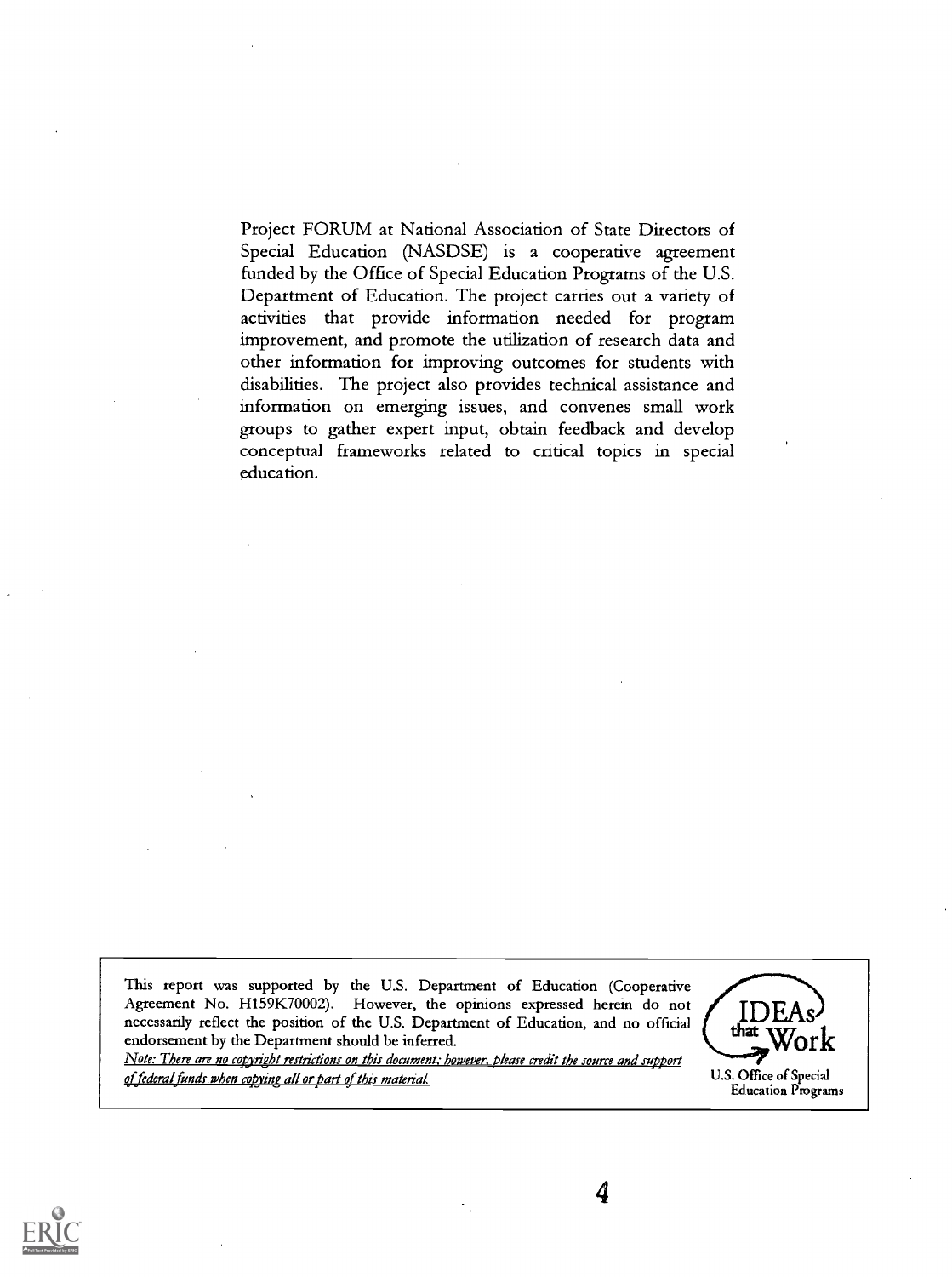Project FORUM at National Association of State Directors of Special Education (NASDSE) is a cooperative agreement funded by the Office of Special Education Programs of the U.S. Department of Education. The project carries out a variety of activities that provide information needed for program improvement, and promote the utilization of research data and other information for improving outcomes for students with disabilities. The project also provides technical assistance and information on emerging issues, and convenes small work groups to gather expert input, obtain feedback and develop conceptual frameworks related to critical topics in special education.

This report was supported by the U.S. Department of Education (Cooperative Agreement No. H159K70002). However, the opinions expressed herein do not necessarily reflect the position of the U.S. Department of Education, and no official endorsement by the Department should be inferred.

*Note: There are no copyright restrictions on this document; however, please credit the source and support of federal funds when copying all or part of this material.*

IDEAs that Work

U.S. Office of Special Education Programs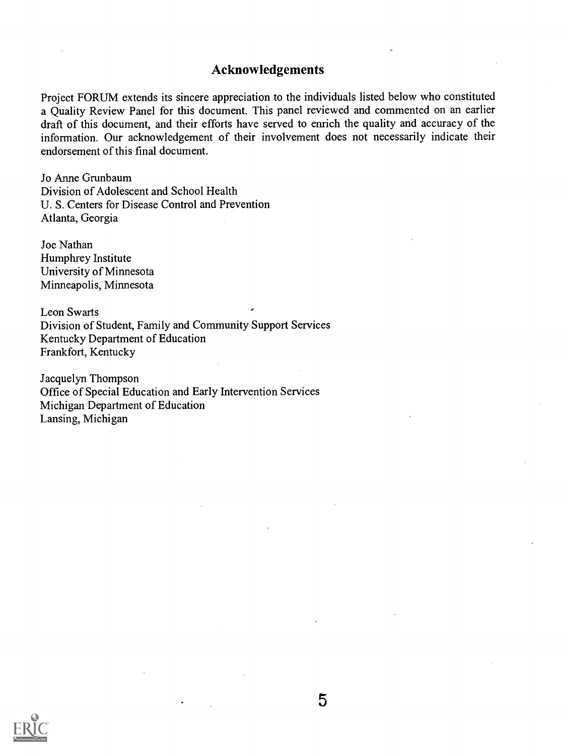## Acknowledgements

Project FORUM extends its sincere appreciation to the individuals listed below who constituted a Quality Review Panel for this document. This panel reviewed and commented on an earlier draft of this document, and their efforts have served to enrich the quality and accuracy of the information. Our acknowledgement of their involvement does not necessarily indicate their endorsement of this final document.

Jo Anne Grunbaum
Division of Adolescent and School Health
U. S. Centers for Disease Control and Prevention
Atlanta, Georgia

Joe Nathan
Humphrey Institute
University of Minnesota
Minneapolis, Minnesota

Leon Swarts
Division of Student, Family and Community Support Services
Kentucky Department of Education
Frankfort, Kentucky

Jacquelyn Thompson
Office of Special Education and Early Intervention Services
Michigan Department of Education
Lansing, Michigan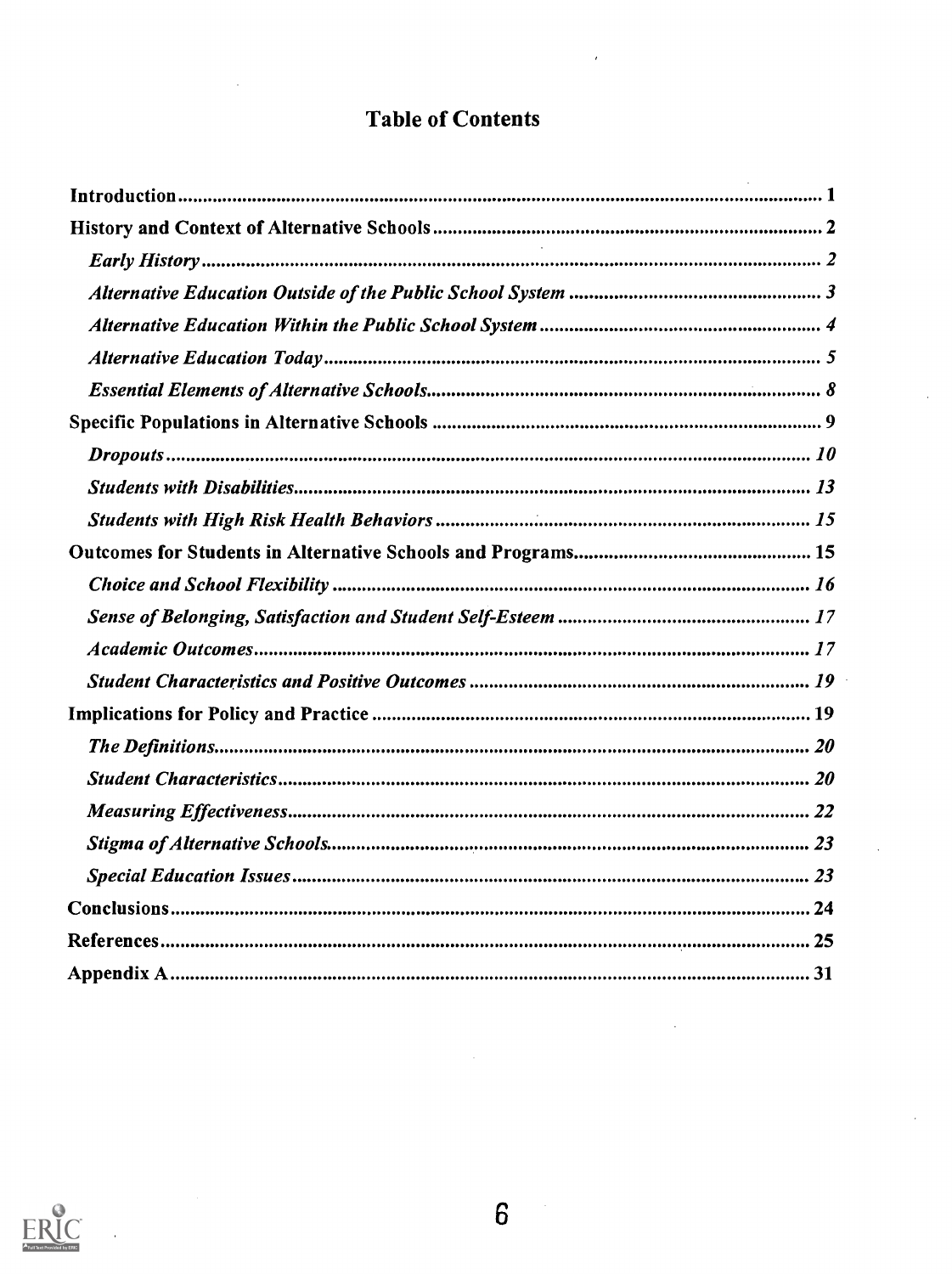# Table of Contents

| | |
|---|---|
| **Introduction** | 1 |
| **History and Context of Alternative Schools** | 2 |
| ***Early History*** | 2 |
| ***Alternative Education Outside of the Public School System*** | 3 |
| ***Alternative Education Within the Public School System*** | 4 |
| ***Alternative Education Today*** | 5 |
| ***Essential Elements of Alternative Schools*** | 8 |
| **Specific Populations in Alternative Schools** | 9 |
| ***Dropouts*** | 10 |
| ***Students with Disabilities*** | 13 |
| ***Students with High Risk Health Behaviors*** | 15 |
| **Outcomes for Students in Alternative Schools and Programs** | 15 |
| ***Choice and School Flexibility*** | 16 |
| ***Sense of Belonging, Satisfaction and Student Self-Esteem*** | 17 |
| ***Academic Outcomes*** | 17 |
| ***Student Characteristics and Positive Outcomes*** | 19 |
| **Implications for Policy and Practice** | 19 |
| ***The Definitions*** | 20 |
| ***Student Characteristics*** | 20 |
| ***Measuring Effectiveness*** | 22 |
| ***Stigma of Alternative Schools*** | 23 |
| ***Special Education Issues*** | 23 |
| **Conclusions** | 24 |
| **References** | 25 |
| **Appendix A** | 31 |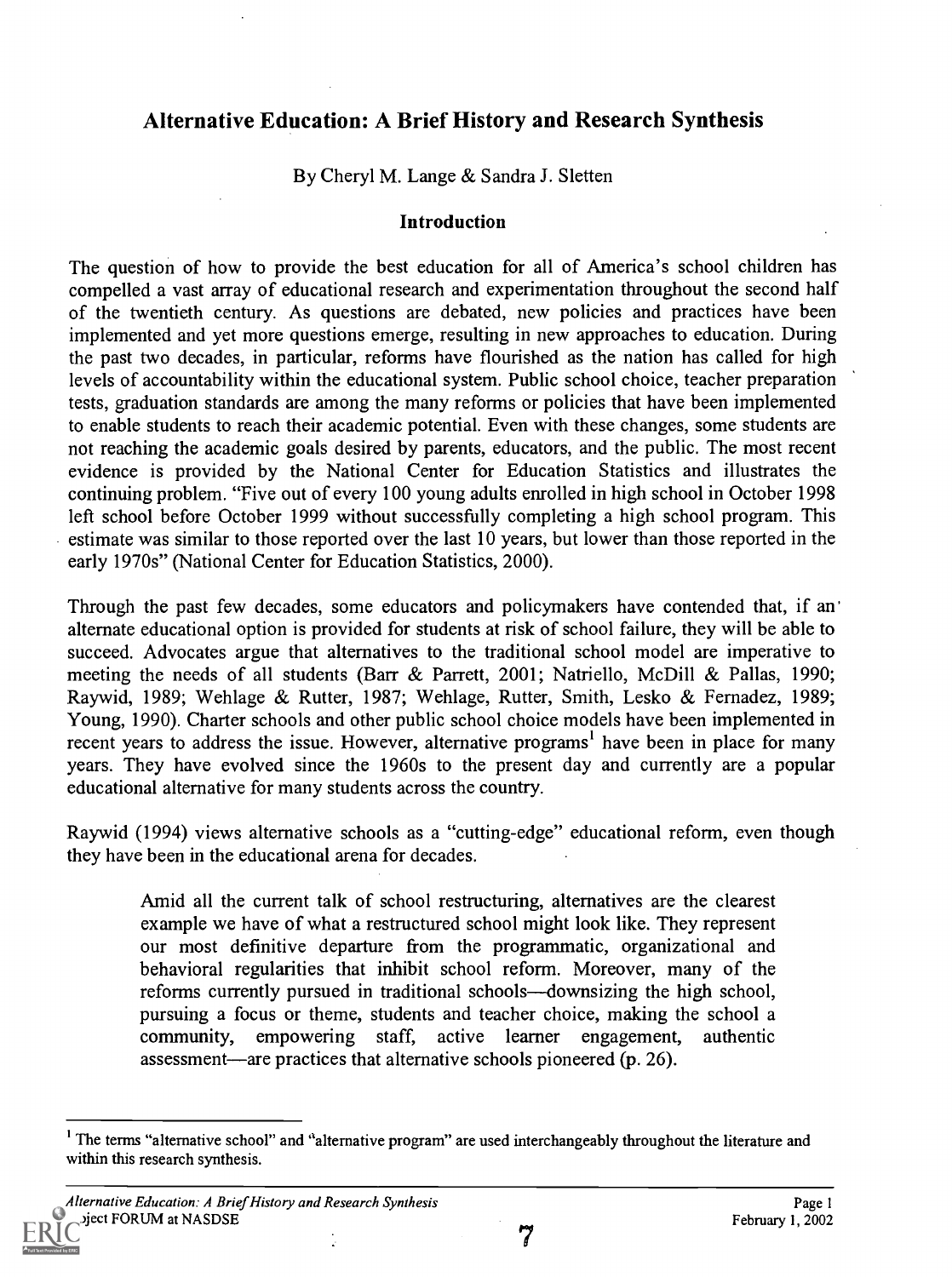# Alternative Education: A Brief History and Research Synthesis

By Cheryl M. Lange & Sandra J. Sletten

## Introduction

The question of how to provide the best education for all of America's school children has compelled a vast array of educational research and experimentation throughout the second half of the twentieth century. As questions are debated, new policies and practices have been implemented and yet more questions emerge, resulting in new approaches to education. During the past two decades, in particular, reforms have flourished as the nation has called for high levels of accountability within the educational system. Public school choice, teacher preparation tests, graduation standards are among the many reforms or policies that have been implemented to enable students to reach their academic potential. Even with these changes, some students are not reaching the academic goals desired by parents, educators, and the public. The most recent evidence is provided by the National Center for Education Statistics and illustrates the continuing problem. "Five out of every 100 young adults enrolled in high school in October 1998 left school before October 1999 without successfully completing a high school program. This estimate was similar to those reported over the last 10 years, but lower than those reported in the early 1970s" (National Center for Education Statistics, 2000).

Through the past few decades, some educators and policymakers have contended that, if an alternate educational option is provided for students at risk of school failure, they will be able to succeed. Advocates argue that alternatives to the traditional school model are imperative to meeting the needs of all students (Barr & Parrett, 2001; Natriello, McDill & Pallas, 1990; Raywid, 1989; Wehlage & Rutter, 1987; Wehlage, Rutter, Smith, Lesko & Fernadez, 1989; Young, 1990). Charter schools and other public school choice models have been implemented in recent years to address the issue. However, alternative programs[1] have been in place for many years. They have evolved since the 1960s to the present day and currently are a popular educational alternative for many students across the country.

Raywid (1994) views alternative schools as a "cutting-edge" educational reform, even though they have been in the educational arena for decades.

> Amid all the current talk of school restructuring, alternatives are the clearest example we have of what a restructured school might look like. They represent our most definitive departure from the programmatic, organizational and behavioral regularities that inhibit school reform. Moreover, many of the reforms currently pursued in traditional schools—downsizing the high school, pursuing a focus or theme, students and teacher choice, making the school a community, empowering staff, active learner engagement, authentic assessment—are practices that alternative schools pioneered (p. 26).

[1] The terms "alternative school" and "alternative program" are used interchangeably throughout the literature and within this research synthesis.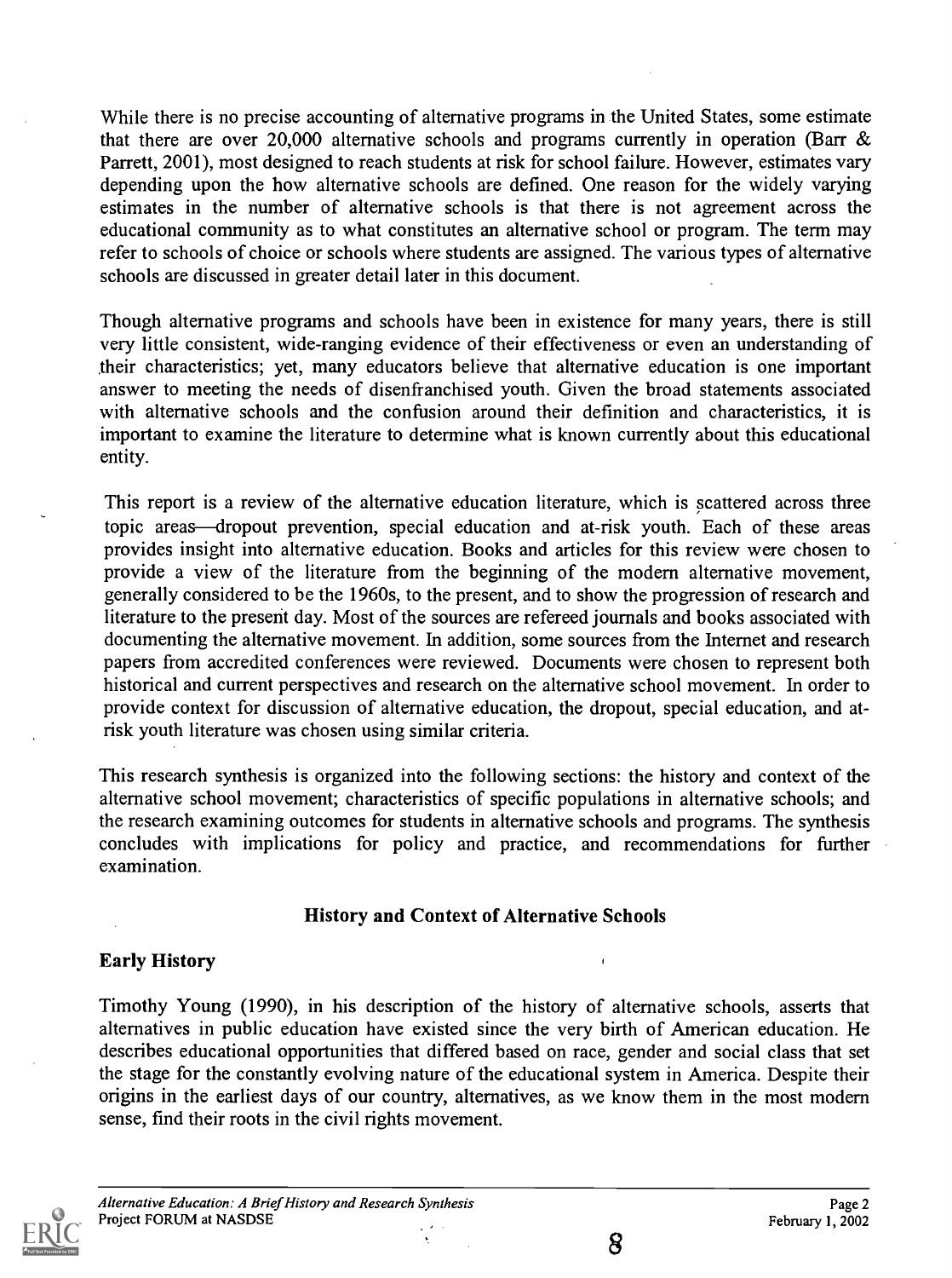While there is no precise accounting of alternative programs in the United States, some estimate that there are over 20,000 alternative schools and programs currently in operation (Barr & Parrett, 2001), most designed to reach students at risk for school failure. However, estimates vary depending upon the how alternative schools are defined. One reason for the widely varying estimates in the number of alternative schools is that there is not agreement across the educational community as to what constitutes an alternative school or program. The term may refer to schools of choice or schools where students are assigned. The various types of alternative schools are discussed in greater detail later in this document.

Though alternative programs and schools have been in existence for many years, there is still very little consistent, wide-ranging evidence of their effectiveness or even an understanding of their characteristics; yet, many educators believe that alternative education is one important answer to meeting the needs of disenfranchised youth. Given the broad statements associated with alternative schools and the confusion around their definition and characteristics, it is important to examine the literature to determine what is known currently about this educational entity.

This report is a review of the alternative education literature, which is scattered across three topic areas—dropout prevention, special education and at-risk youth. Each of these areas provides insight into alternative education. Books and articles for this review were chosen to provide a view of the literature from the beginning of the modern alternative movement, generally considered to be the 1960s, to the present, and to show the progression of research and literature to the present day. Most of the sources are refereed journals and books associated with documenting the alternative movement. In addition, some sources from the Internet and research papers from accredited conferences were reviewed. Documents were chosen to represent both historical and current perspectives and research on the alternative school movement. In order to provide context for discussion of alternative education, the dropout, special education, and at-risk youth literature was chosen using similar criteria.

This research synthesis is organized into the following sections: the history and context of the alternative school movement; characteristics of specific populations in alternative schools; and the research examining outcomes for students in alternative schools and programs. The synthesis concludes with implications for policy and practice, and recommendations for further examination.

## History and Context of Alternative Schools

### Early History

Timothy Young (1990), in his description of the history of alternative schools, asserts that alternatives in public education have existed since the very birth of American education. He describes educational opportunities that differed based on race, gender and social class that set the stage for the constantly evolving nature of the educational system in America. Despite their origins in the earliest days of our country, alternatives, as we know them in the most modern sense, find their roots in the civil rights movement.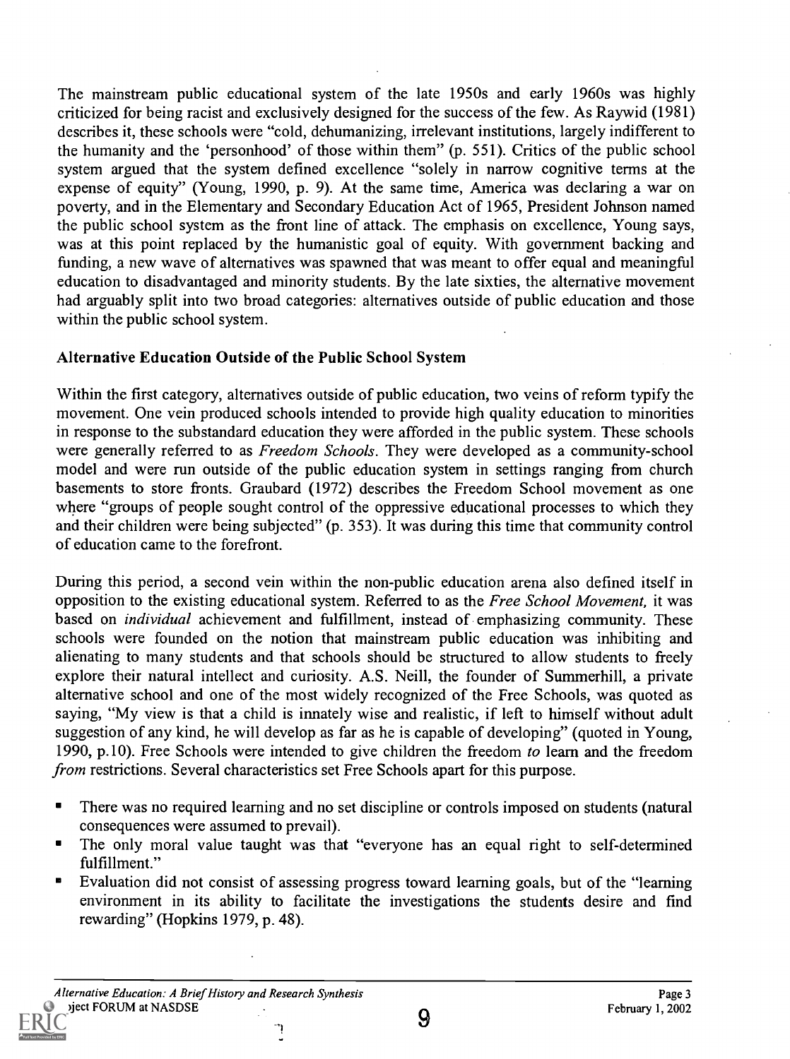The mainstream public educational system of the late 1950s and early 1960s was highly criticized for being racist and exclusively designed for the success of the few. As Raywid (1981) describes it, these schools were "cold, dehumanizing, irrelevant institutions, largely indifferent to the humanity and the 'personhood' of those within them" (p. 551). Critics of the public school system argued that the system defined excellence "solely in narrow cognitive terms at the expense of equity" (Young, 1990, p. 9). At the same time, America was declaring a war on poverty, and in the Elementary and Secondary Education Act of 1965, President Johnson named the public school system as the front line of attack. The emphasis on excellence, Young says, was at this point replaced by the humanistic goal of equity. With government backing and funding, a new wave of alternatives was spawned that was meant to offer equal and meaningful education to disadvantaged and minority students. By the late sixties, the alternative movement had arguably split into two broad categories: alternatives outside of public education and those within the public school system.

### Alternative Education Outside of the Public School System

Within the first category, alternatives outside of public education, two veins of reform typify the movement. One vein produced schools intended to provide high quality education to minorities in response to the substandard education they were afforded in the public system. These schools were generally referred to as *Freedom Schools*. They were developed as a community-school model and were run outside of the public education system in settings ranging from church basements to store fronts. Graubard (1972) describes the Freedom School movement as one where "groups of people sought control of the oppressive educational processes to which they and their children were being subjected" (p. 353). It was during this time that community control of education came to the forefront.

During this period, a second vein within the non-public education arena also defined itself in opposition to the existing educational system. Referred to as the *Free School Movement,* it was based on *individual* achievement and fulfillment, instead of emphasizing community. These schools were founded on the notion that mainstream public education was inhibiting and alienating to many students and that schools should be structured to allow students to freely explore their natural intellect and curiosity. A.S. Neill, the founder of Summerhill, a private alternative school and one of the most widely recognized of the Free Schools, was quoted as saying, "My view is that a child is innately wise and realistic, if left to himself without adult suggestion of any kind, he will develop as far as he is capable of developing" (quoted in Young, 1990, p.10). Free Schools were intended to give children the freedom *to* learn and the freedom *from* restrictions. Several characteristics set Free Schools apart for this purpose.

- There was no required learning and no set discipline or controls imposed on students (natural consequences were assumed to prevail).
- The only moral value taught was that "everyone has an equal right to self-determined fulfillment."
- Evaluation did not consist of assessing progress toward learning goals, but of the "learning environment in its ability to facilitate the investigations the students desire and find rewarding" (Hopkins 1979, p. 48).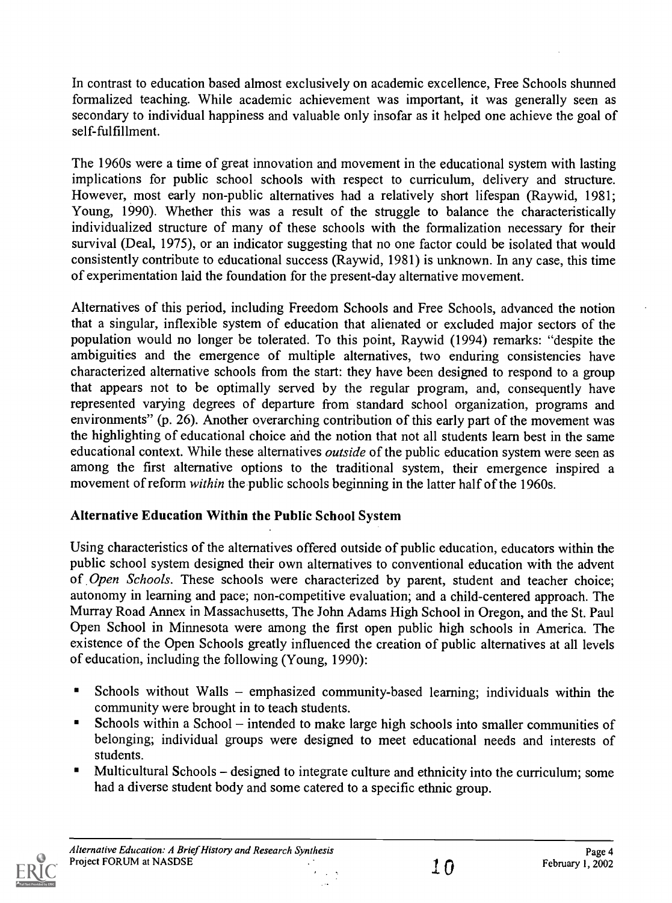In contrast to education based almost exclusively on academic excellence, Free Schools shunned formalized teaching. While academic achievement was important, it was generally seen as secondary to individual happiness and valuable only insofar as it helped one achieve the goal of self-fulfillment.

The 1960s were a time of great innovation and movement in the educational system with lasting implications for public school schools with respect to curriculum, delivery and structure. However, most early non-public alternatives had a relatively short lifespan (Raywid, 1981; Young, 1990). Whether this was a result of the struggle to balance the characteristically individualized structure of many of these schools with the formalization necessary for their survival (Deal, 1975), or an indicator suggesting that no one factor could be isolated that would consistently contribute to educational success (Raywid, 1981) is unknown. In any case, this time of experimentation laid the foundation for the present-day alternative movement.

Alternatives of this period, including Freedom Schools and Free Schools, advanced the notion that a singular, inflexible system of education that alienated or excluded major sectors of the population would no longer be tolerated. To this point, Raywid (1994) remarks: "despite the ambiguities and the emergence of multiple alternatives, two enduring consistencies have characterized alternative schools from the start: they have been designed to respond to a group that appears not to be optimally served by the regular program, and, consequently have represented varying degrees of departure from standard school organization, programs and environments" (p. 26). Another overarching contribution of this early part of the movement was the highlighting of educational choice and the notion that not all students learn best in the same educational context. While these alternatives *outside* of the public education system were seen as among the first alternative options to the traditional system, their emergence inspired a movement of reform *within* the public schools beginning in the latter half of the 1960s.

### Alternative Education Within the Public School System

Using characteristics of the alternatives offered outside of public education, educators within the public school system designed their own alternatives to conventional education with the advent of *Open Schools*. These schools were characterized by parent, student and teacher choice; autonomy in learning and pace; non-competitive evaluation; and a child-centered approach. The Murray Road Annex in Massachusetts, The John Adams High School in Oregon, and the St. Paul Open School in Minnesota were among the first open public high schools in America. The existence of the Open Schools greatly influenced the creation of public alternatives at all levels of education, including the following (Young, 1990):

- Schools without Walls – emphasized community-based learning; individuals within the community were brought in to teach students.
- Schools within a School – intended to make large high schools into smaller communities of belonging; individual groups were designed to meet educational needs and interests of students.
- Multicultural Schools – designed to integrate culture and ethnicity into the curriculum; some had a diverse student body and some catered to a specific ethnic group.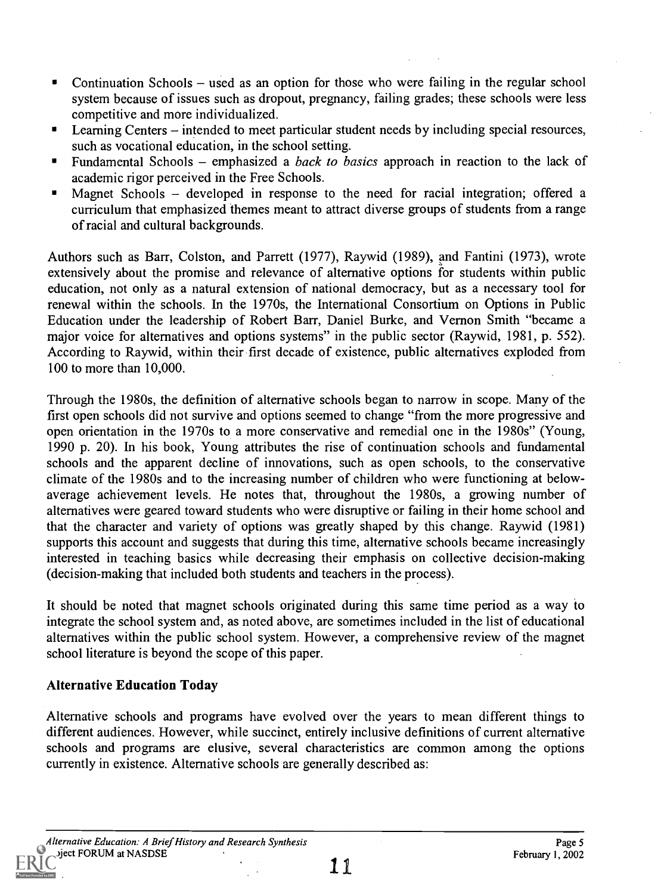- Continuation Schools – used as an option for those who were failing in the regular school system because of issues such as dropout, pregnancy, failing grades; these schools were less competitive and more individualized.
- Learning Centers – intended to meet particular student needs by including special resources, such as vocational education, in the school setting.
- Fundamental Schools – emphasized a *back to basics* approach in reaction to the lack of academic rigor perceived in the Free Schools.
- Magnet Schools – developed in response to the need for racial integration; offered a curriculum that emphasized themes meant to attract diverse groups of students from a range of racial and cultural backgrounds.

Authors such as Barr, Colston, and Parrett (1977), Raywid (1989), and Fantini (1973), wrote extensively about the promise and relevance of alternative options for students within public education, not only as a natural extension of national democracy, but as a necessary tool for renewal within the schools. In the 1970s, the International Consortium on Options in Public Education under the leadership of Robert Barr, Daniel Burke, and Vernon Smith "became a major voice for alternatives and options systems" in the public sector (Raywid, 1981, p. 552). According to Raywid, within their first decade of existence, public alternatives exploded from 100 to more than 10,000.

Through the 1980s, the definition of alternative schools began to narrow in scope. Many of the first open schools did not survive and options seemed to change "from the more progressive and open orientation in the 1970s to a more conservative and remedial one in the 1980s" (Young, 1990 p. 20). In his book, Young attributes the rise of continuation schools and fundamental schools and the apparent decline of innovations, such as open schools, to the conservative climate of the 1980s and to the increasing number of children who were functioning at below-average achievement levels. He notes that, throughout the 1980s, a growing number of alternatives were geared toward students who were disruptive or failing in their home school and that the character and variety of options was greatly shaped by this change. Raywid (1981) supports this account and suggests that during this time, alternative schools became increasingly interested in teaching basics while decreasing their emphasis on collective decision-making (decision-making that included both students and teachers in the process).

It should be noted that magnet schools originated during this same time period as a way to integrate the school system and, as noted above, are sometimes included in the list of educational alternatives within the public school system. However, a comprehensive review of the magnet school literature is beyond the scope of this paper.

### Alternative Education Today

Alternative schools and programs have evolved over the years to mean different things to different audiences. However, while succinct, entirely inclusive definitions of current alternative schools and programs are elusive, several characteristics are common among the options currently in existence. Alternative schools are generally described as: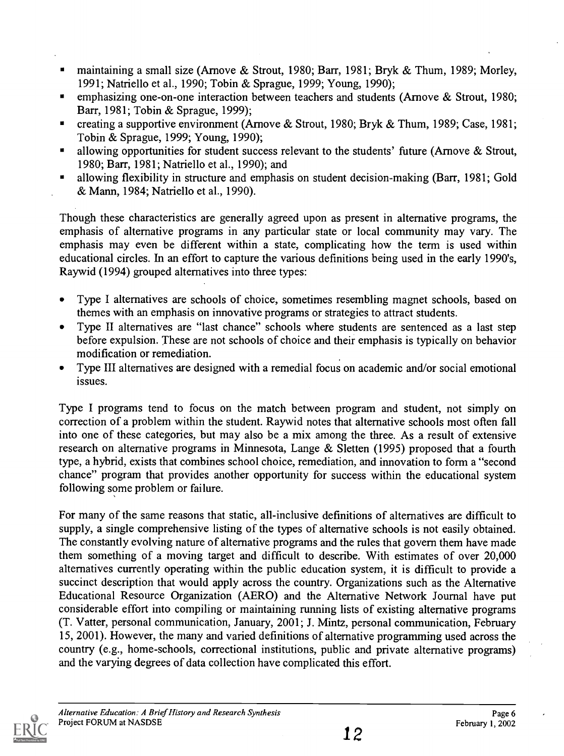- maintaining a small size (Arnove & Strout, 1980; Barr, 1981; Bryk & Thum, 1989; Morley, 1991; Natriello et al., 1990; Tobin & Sprague, 1999; Young, 1990);
- emphasizing one-on-one interaction between teachers and students (Arnove & Strout, 1980; Barr, 1981; Tobin & Sprague, 1999);
- creating a supportive environment (Arnove & Strout, 1980; Bryk & Thum, 1989; Case, 1981; Tobin & Sprague, 1999; Young, 1990);
- allowing opportunities for student success relevant to the students' future (Arnove & Strout, 1980; Barr, 1981; Natriello et al., 1990); and
- allowing flexibility in structure and emphasis on student decision-making (Barr, 1981; Gold & Mann, 1984; Natriello et al., 1990).

Though these characteristics are generally agreed upon as present in alternative programs, the emphasis of alternative programs in any particular state or local community may vary. The emphasis may even be different within a state, complicating how the term is used within educational circles. In an effort to capture the various definitions being used in the early 1990's, Raywid (1994) grouped alternatives into three types:

- Type I alternatives are schools of choice, sometimes resembling magnet schools, based on themes with an emphasis on innovative programs or strategies to attract students.
- Type II alternatives are "last chance" schools where students are sentenced as a last step before expulsion. These are not schools of choice and their emphasis is typically on behavior modification or remediation.
- Type III alternatives are designed with a remedial focus on academic and/or social emotional issues.

Type I programs tend to focus on the match between program and student, not simply on correction of a problem within the student. Raywid notes that alternative schools most often fall into one of these categories, but may also be a mix among the three. As a result of extensive research on alternative programs in Minnesota, Lange & Sletten (1995) proposed that a fourth type, a hybrid, exists that combines school choice, remediation, and innovation to form a "second chance" program that provides another opportunity for success within the educational system following some problem or failure.

For many of the same reasons that static, all-inclusive definitions of alternatives are difficult to supply, a single comprehensive listing of the types of alternative schools is not easily obtained. The constantly evolving nature of alternative programs and the rules that govern them have made them something of a moving target and difficult to describe. With estimates of over 20,000 alternatives currently operating within the public education system, it is difficult to provide a succinct description that would apply across the country. Organizations such as the Alternative Educational Resource Organization (AERO) and the Alternative Network Journal have put considerable effort into compiling or maintaining running lists of existing alternative programs (T. Vatter, personal communication, January, 2001; J. Mintz, personal communication, February 15, 2001). However, the many and varied definitions of alternative programming used across the country (e.g., home-schools, correctional institutions, public and private alternative programs) and the varying degrees of data collection have complicated this effort.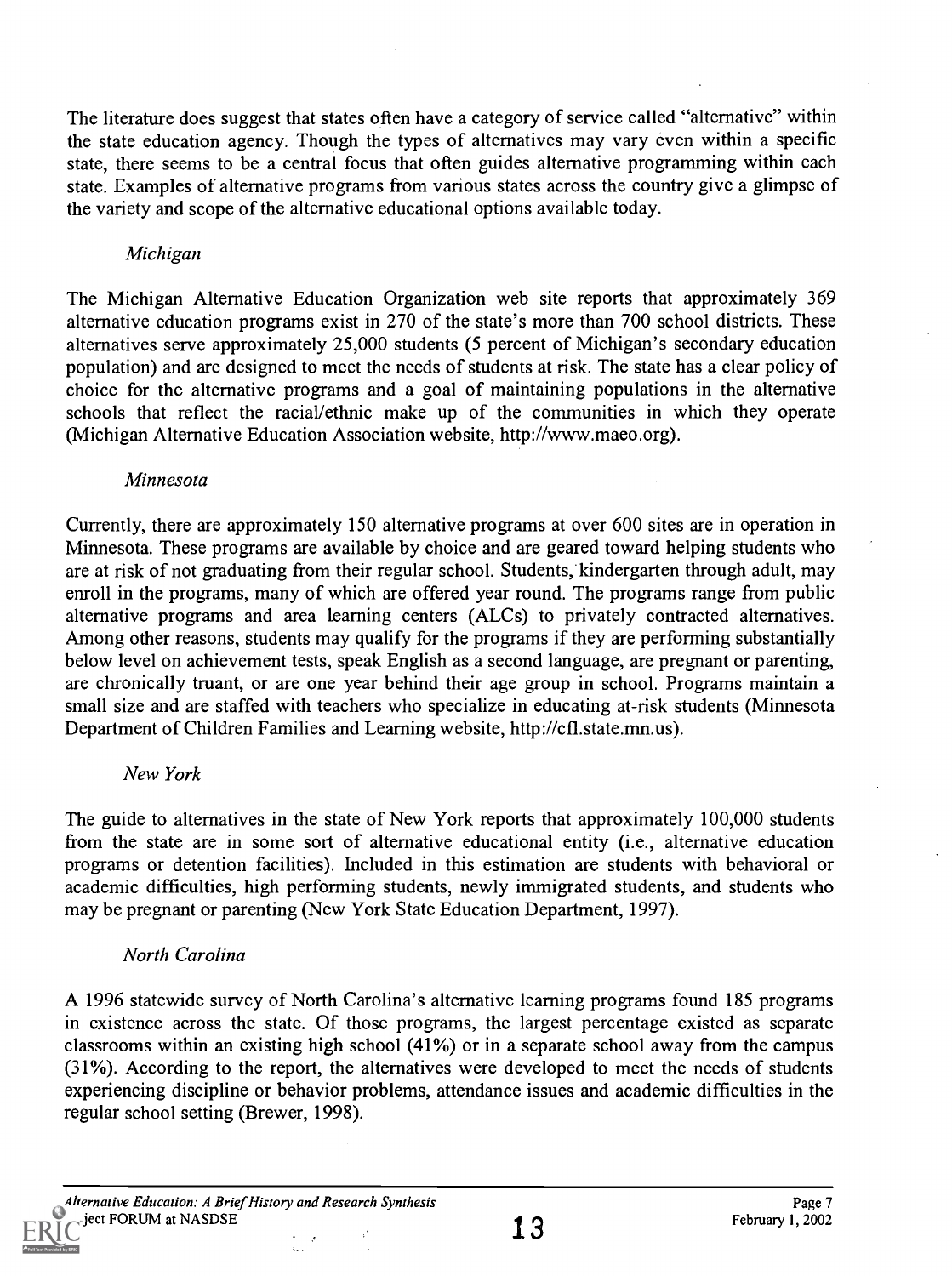The literature does suggest that states often have a category of service called "alternative" within the state education agency. Though the types of alternatives may vary even within a specific state, there seems to be a central focus that often guides alternative programming within each state. Examples of alternative programs from various states across the country give a glimpse of the variety and scope of the alternative educational options available today.

*Michigan*

The Michigan Alternative Education Organization web site reports that approximately 369 alternative education programs exist in 270 of the state's more than 700 school districts. These alternatives serve approximately 25,000 students (5 percent of Michigan's secondary education population) and are designed to meet the needs of students at risk. The state has a clear policy of choice for the alternative programs and a goal of maintaining populations in the alternative schools that reflect the racial/ethnic make up of the communities in which they operate (Michigan Alternative Education Association website, http://www.maeo.org).

*Minnesota*

Currently, there are approximately 150 alternative programs at over 600 sites are in operation in Minnesota. These programs are available by choice and are geared toward helping students who are at risk of not graduating from their regular school. Students, kindergarten through adult, may enroll in the programs, many of which are offered year round. The programs range from public alternative programs and area learning centers (ALCs) to privately contracted alternatives. Among other reasons, students may qualify for the programs if they are performing substantially below level on achievement tests, speak English as a second language, are pregnant or parenting, are chronically truant, or are one year behind their age group in school. Programs maintain a small size and are staffed with teachers who specialize in educating at-risk students (Minnesota Department of Children Families and Learning website, http://cfl.state.mn.us).

*New York*

The guide to alternatives in the state of New York reports that approximately 100,000 students from the state are in some sort of alternative educational entity (i.e., alternative education programs or detention facilities). Included in this estimation are students with behavioral or academic difficulties, high performing students, newly immigrated students, and students who may be pregnant or parenting (New York State Education Department, 1997).

*North Carolina*

A 1996 statewide survey of North Carolina's alternative learning programs found 185 programs in existence across the state. Of those programs, the largest percentage existed as separate classrooms within an existing high school (41%) or in a separate school away from the campus (31%). According to the report, the alternatives were developed to meet the needs of students experiencing discipline or behavior problems, attendance issues and academic difficulties in the regular school setting (Brewer, 1998).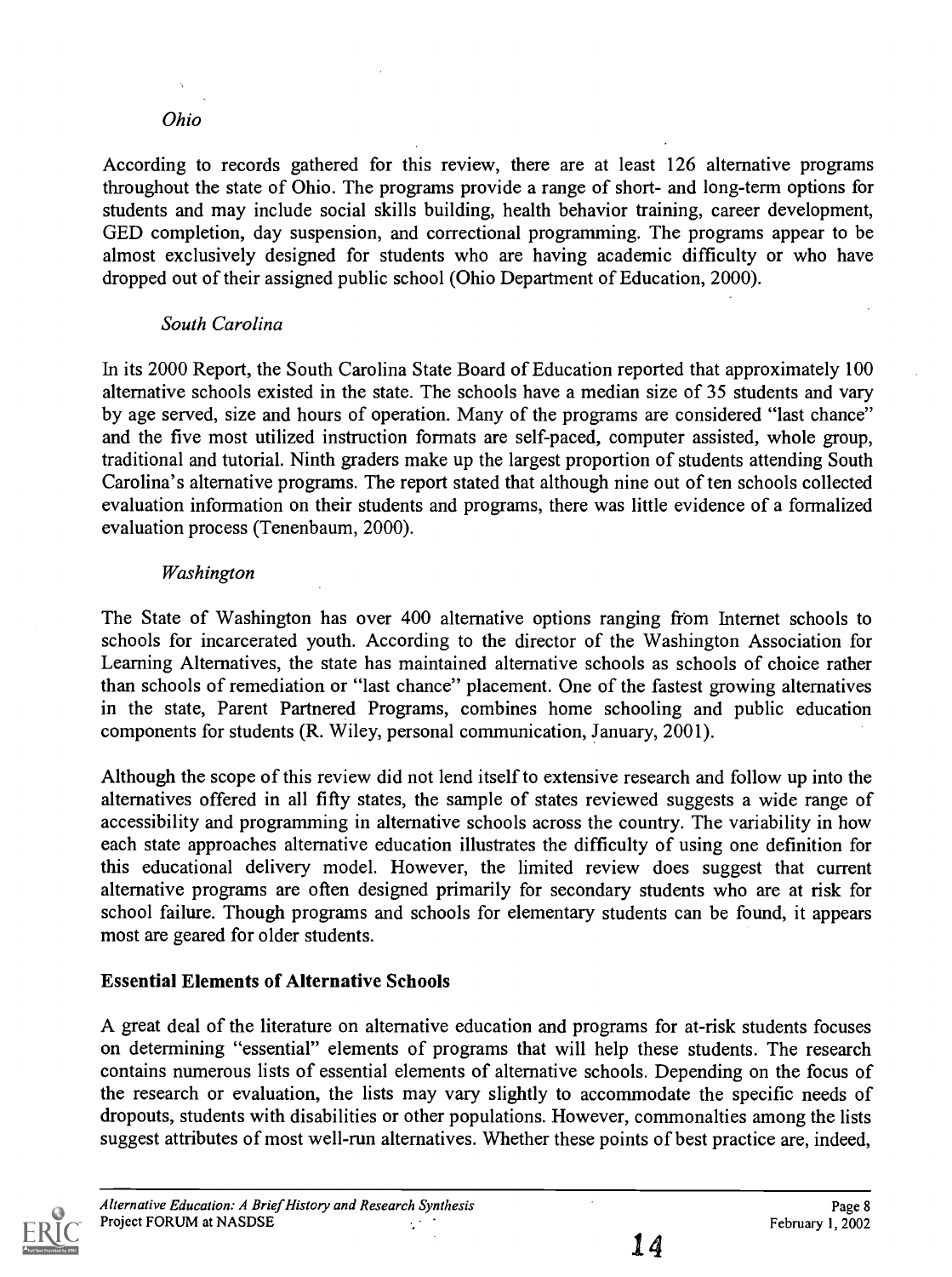*Ohio*

According to records gathered for this review, there are at least 126 alternative programs throughout the state of Ohio. The programs provide a range of short- and long-term options for students and may include social skills building, health behavior training, career development, GED completion, day suspension, and correctional programming. The programs appear to be almost exclusively designed for students who are having academic difficulty or who have dropped out of their assigned public school (Ohio Department of Education, 2000).

*South Carolina*

In its 2000 Report, the South Carolina State Board of Education reported that approximately 100 alternative schools existed in the state. The schools have a median size of 35 students and vary by age served, size and hours of operation. Many of the programs are considered "last chance" and the five most utilized instruction formats are self-paced, computer assisted, whole group, traditional and tutorial. Ninth graders make up the largest proportion of students attending South Carolina's alternative programs. The report stated that although nine out of ten schools collected evaluation information on their students and programs, there was little evidence of a formalized evaluation process (Tenenbaum, 2000).

*Washington*

The State of Washington has over 400 alternative options ranging from Internet schools to schools for incarcerated youth. According to the director of the Washington Association for Learning Alternatives, the state has maintained alternative schools as schools of choice rather than schools of remediation or "last chance" placement. One of the fastest growing alternatives in the state, Parent Partnered Programs, combines home schooling and public education components for students (R. Wiley, personal communication, January, 2001).

Although the scope of this review did not lend itself to extensive research and follow up into the alternatives offered in all fifty states, the sample of states reviewed suggests a wide range of accessibility and programming in alternative schools across the country. The variability in how each state approaches alternative education illustrates the difficulty of using one definition for this educational delivery model. However, the limited review does suggest that current alternative programs are often designed primarily for secondary students who are at risk for school failure. Though programs and schools for elementary students can be found, it appears most are geared for older students.

**Essential Elements of Alternative Schools**

A great deal of the literature on alternative education and programs for at-risk students focuses on determining "essential" elements of programs that will help these students. The research contains numerous lists of essential elements of alternative schools. Depending on the focus of the research or evaluation, the lists may vary slightly to accommodate the specific needs of dropouts, students with disabilities or other populations. However, commonalties among the lists suggest attributes of most well-run alternatives. Whether these points of best practice are, indeed,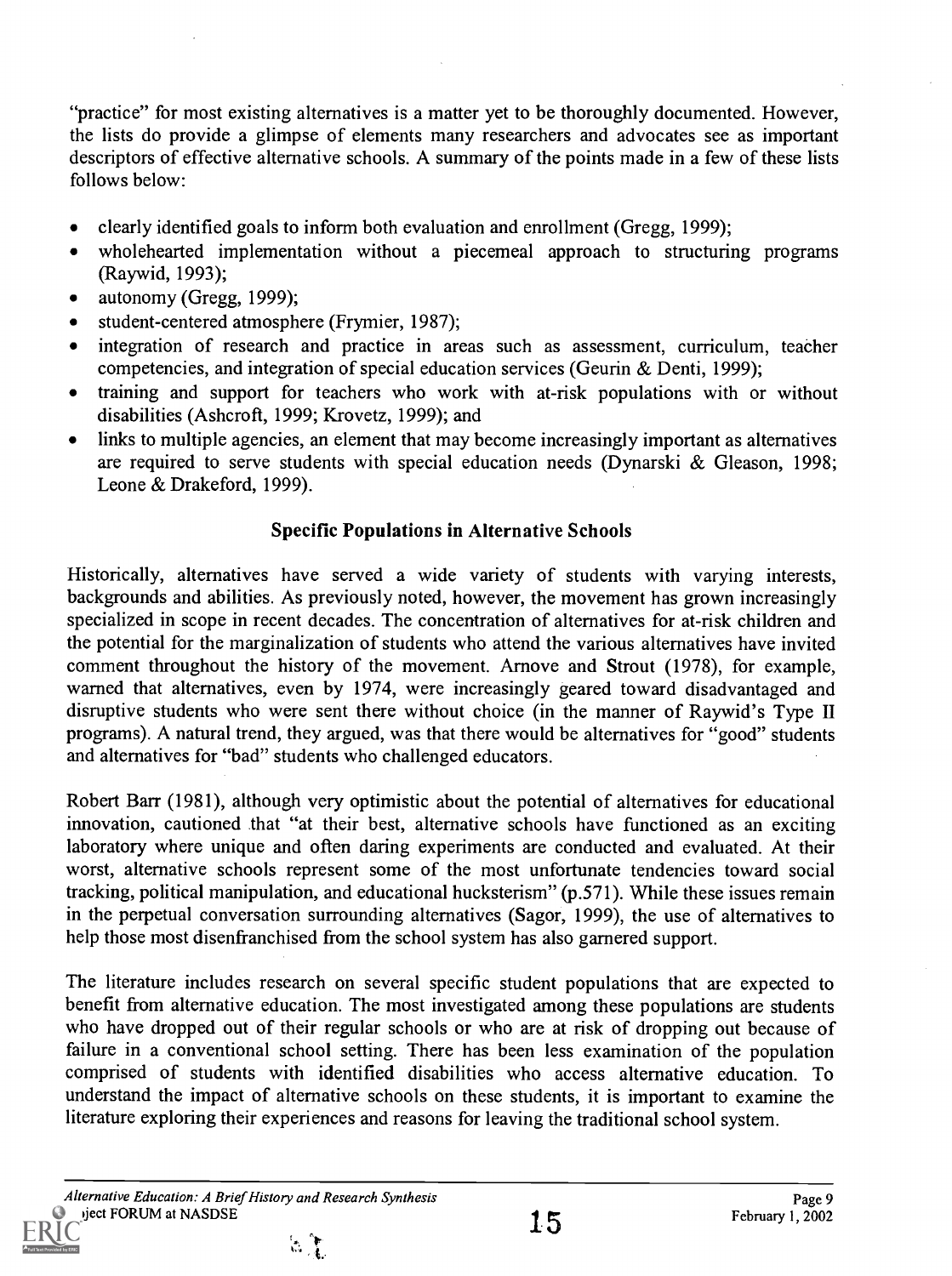"practice" for most existing alternatives is a matter yet to be thoroughly documented. However, the lists do provide a glimpse of elements many researchers and advocates see as important descriptors of effective alternative schools. A summary of the points made in a few of these lists follows below:

- clearly identified goals to inform both evaluation and enrollment (Gregg, 1999);
- wholehearted implementation without a piecemeal approach to structuring programs (Raywid, 1993);
- autonomy (Gregg, 1999);
- student-centered atmosphere (Frymier, 1987);
- integration of research and practice in areas such as assessment, curriculum, teacher competencies, and integration of special education services (Geurin & Denti, 1999);
- training and support for teachers who work with at-risk populations with or without disabilities (Ashcroft, 1999; Krovetz, 1999); and
- links to multiple agencies, an element that may become increasingly important as alternatives are required to serve students with special education needs (Dynarski & Gleason, 1998; Leone & Drakeford, 1999).

## Specific Populations in Alternative Schools

Historically, alternatives have served a wide variety of students with varying interests, backgrounds and abilities. As previously noted, however, the movement has grown increasingly specialized in scope in recent decades. The concentration of alternatives for at-risk children and the potential for the marginalization of students who attend the various alternatives have invited comment throughout the history of the movement. Arnove and Strout (1978), for example, warned that alternatives, even by 1974, were increasingly geared toward disadvantaged and disruptive students who were sent there without choice (in the manner of Raywid's Type II programs). A natural trend, they argued, was that there would be alternatives for "good" students and alternatives for "bad" students who challenged educators.

Robert Barr (1981), although very optimistic about the potential of alternatives for educational innovation, cautioned that "at their best, alternative schools have functioned as an exciting laboratory where unique and often daring experiments are conducted and evaluated. At their worst, alternative schools represent some of the most unfortunate tendencies toward social tracking, political manipulation, and educational hucksterism" (p.571). While these issues remain in the perpetual conversation surrounding alternatives (Sagor, 1999), the use of alternatives to help those most disenfranchised from the school system has also garnered support.

The literature includes research on several specific student populations that are expected to benefit from alternative education. The most investigated among these populations are students who have dropped out of their regular schools or who are at risk of dropping out because of failure in a conventional school setting. There has been less examination of the population comprised of students with identified disabilities who access alternative education. To understand the impact of alternative schools on these students, it is important to examine the literature exploring their experiences and reasons for leaving the traditional school system.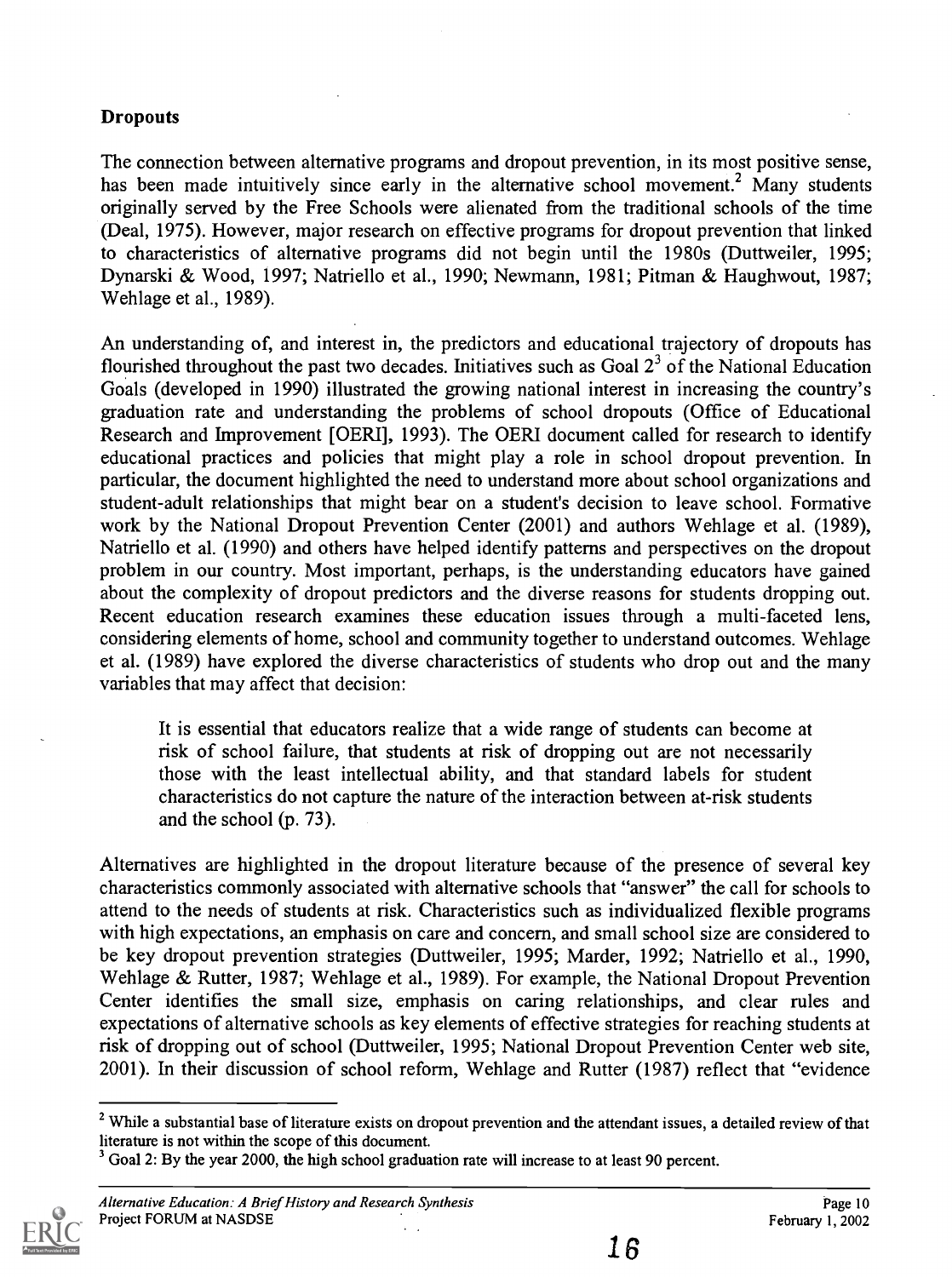**Dropouts**

The connection between alternative programs and dropout prevention, in its most positive sense, has been made intuitively since early in the alternative school movement.[2] Many students originally served by the Free Schools were alienated from the traditional schools of the time (Deal, 1975). However, major research on effective programs for dropout prevention that linked to characteristics of alternative programs did not begin until the 1980s (Duttweiler, 1995; Dynarski & Wood, 1997; Natriello et al., 1990; Newmann, 1981; Pitman & Haughwout, 1987; Wehlage et al., 1989).

An understanding of, and interest in, the predictors and educational trajectory of dropouts has flourished throughout the past two decades. Initiatives such as Goal 2[3] of the National Education Goals (developed in 1990) illustrated the growing national interest in increasing the country's graduation rate and understanding the problems of school dropouts (Office of Educational Research and Improvement [OERI], 1993). The OERI document called for research to identify educational practices and policies that might play a role in school dropout prevention. In particular, the document highlighted the need to understand more about school organizations and student-adult relationships that might bear on a student's decision to leave school. Formative work by the National Dropout Prevention Center (2001) and authors Wehlage et al. (1989), Natriello et al. (1990) and others have helped identify patterns and perspectives on the dropout problem in our country. Most important, perhaps, is the understanding educators have gained about the complexity of dropout predictors and the diverse reasons for students dropping out. Recent education research examines these education issues through a multi-faceted lens, considering elements of home, school and community together to understand outcomes. Wehlage et al. (1989) have explored the diverse characteristics of students who drop out and the many variables that may affect that decision:

> It is essential that educators realize that a wide range of students can become at risk of school failure, that students at risk of dropping out are not necessarily those with the least intellectual ability, and that standard labels for student characteristics do not capture the nature of the interaction between at-risk students and the school (p. 73).

Alternatives are highlighted in the dropout literature because of the presence of several key characteristics commonly associated with alternative schools that "answer" the call for schools to attend to the needs of students at risk. Characteristics such as individualized flexible programs with high expectations, an emphasis on care and concern, and small school size are considered to be key dropout prevention strategies (Duttweiler, 1995; Marder, 1992; Natriello et al., 1990, Wehlage & Rutter, 1987; Wehlage et al., 1989). For example, the National Dropout Prevention Center identifies the small size, emphasis on caring relationships, and clear rules and expectations of alternative schools as key elements of effective strategies for reaching students at risk of dropping out of school (Duttweiler, 1995; National Dropout Prevention Center web site, 2001). In their discussion of school reform, Wehlage and Rutter (1987) reflect that "evidence

[2] While a substantial base of literature exists on dropout prevention and the attendant issues, a detailed review of that literature is not within the scope of this document.

[3] Goal 2: By the year 2000, the high school graduation rate will increase to at least 90 percent.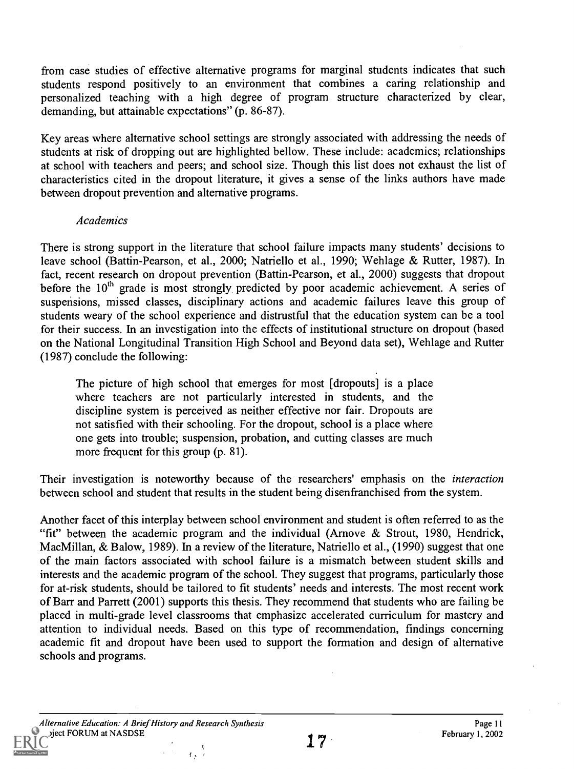from case studies of effective alternative programs for marginal students indicates that such students respond positively to an environment that combines a caring relationship and personalized teaching with a high degree of program structure characterized by clear, demanding, but attainable expectations" (p. 86-87).

Key areas where alternative school settings are strongly associated with addressing the needs of students at risk of dropping out are highlighted bellow. These include: academics; relationships at school with teachers and peers; and school size. Though this list does not exhaust the list of characteristics cited in the dropout literature, it gives a sense of the links authors have made between dropout prevention and alternative programs.

### *Academics*

There is strong support in the literature that school failure impacts many students' decisions to leave school (Battin-Pearson, et al., 2000; Natriello et al., 1990; Wehlage & Rutter, 1987). In fact, recent research on dropout prevention (Battin-Pearson, et al., 2000) suggests that dropout before the 10th grade is most strongly predicted by poor academic achievement. A series of suspensions, missed classes, disciplinary actions and academic failures leave this group of students weary of the school experience and distrustful that the education system can be a tool for their success. In an investigation into the effects of institutional structure on dropout (based on the National Longitudinal Transition High School and Beyond data set), Wehlage and Rutter (1987) conclude the following:

> The picture of high school that emerges for most [dropouts] is a place where teachers are not particularly interested in students, and the discipline system is perceived as neither effective nor fair. Dropouts are not satisfied with their schooling. For the dropout, school is a place where one gets into trouble; suspension, probation, and cutting classes are much more frequent for this group (p. 81).

Their investigation is noteworthy because of the researchers' emphasis on the *interaction* between school and student that results in the student being disenfranchised from the system.

Another facet of this interplay between school environment and student is often referred to as the "fit" between the academic program and the individual (Arnove & Strout, 1980, Hendrick, MacMillan, & Balow, 1989). In a review of the literature, Natriello et al., (1990) suggest that one of the main factors associated with school failure is a mismatch between student skills and interests and the academic program of the school. They suggest that programs, particularly those for at-risk students, should be tailored to fit students' needs and interests. The most recent work of Barr and Parrett (2001) supports this thesis. They recommend that students who are failing be placed in multi-grade level classrooms that emphasize accelerated curriculum for mastery and attention to individual needs. Based on this type of recommendation, findings concerning academic fit and dropout have been used to support the formation and design of alternative schools and programs.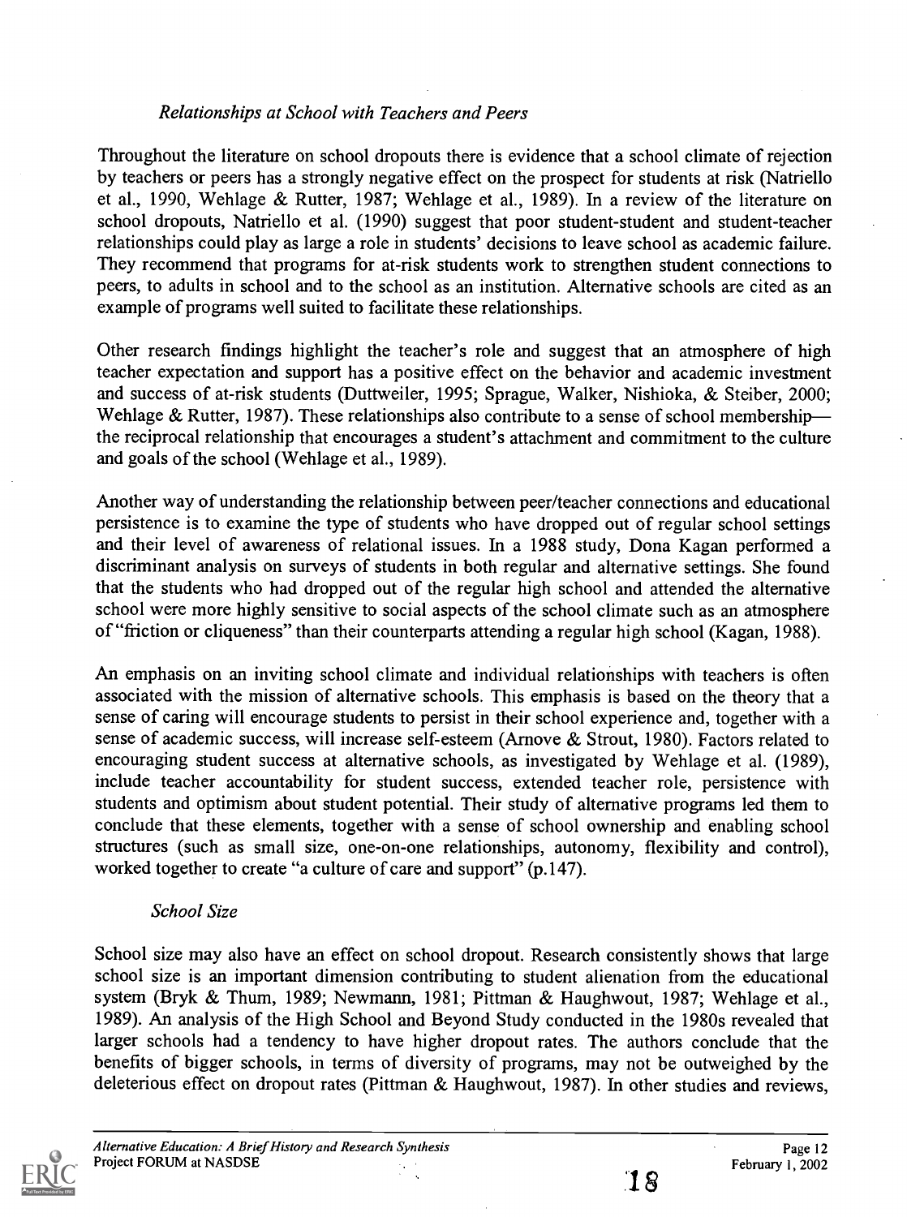### *Relationships at School with Teachers and Peers*

Throughout the literature on school dropouts there is evidence that a school climate of rejection by teachers or peers has a strongly negative effect on the prospect for students at risk (Natriello et al., 1990, Wehlage & Rutter, 1987; Wehlage et al., 1989). In a review of the literature on school dropouts, Natriello et al. (1990) suggest that poor student-student and student-teacher relationships could play as large a role in students' decisions to leave school as academic failure. They recommend that programs for at-risk students work to strengthen student connections to peers, to adults in school and to the school as an institution. Alternative schools are cited as an example of programs well suited to facilitate these relationships.

Other research findings highlight the teacher's role and suggest that an atmosphere of high teacher expectation and support has a positive effect on the behavior and academic investment and success of at-risk students (Duttweiler, 1995; Sprague, Walker, Nishioka, & Steiber, 2000; Wehlage & Rutter, 1987). These relationships also contribute to a sense of school membership—the reciprocal relationship that encourages a student's attachment and commitment to the culture and goals of the school (Wehlage et al., 1989).

Another way of understanding the relationship between peer/teacher connections and educational persistence is to examine the type of students who have dropped out of regular school settings and their level of awareness of relational issues. In a 1988 study, Dona Kagan performed a discriminant analysis on surveys of students in both regular and alternative settings. She found that the students who had dropped out of the regular high school and attended the alternative school were more highly sensitive to social aspects of the school climate such as an atmosphere of "friction or cliqueness" than their counterparts attending a regular high school (Kagan, 1988).

An emphasis on an inviting school climate and individual relationships with teachers is often associated with the mission of alternative schools. This emphasis is based on the theory that a sense of caring will encourage students to persist in their school experience and, together with a sense of academic success, will increase self-esteem (Arnove & Strout, 1980). Factors related to encouraging student success at alternative schools, as investigated by Wehlage et al. (1989), include teacher accountability for student success, extended teacher role, persistence with students and optimism about student potential. Their study of alternative programs led them to conclude that these elements, together with a sense of school ownership and enabling school structures (such as small size, one-on-one relationships, autonomy, flexibility and control), worked together to create "a culture of care and support" (p.147).

### *School Size*

School size may also have an effect on school dropout. Research consistently shows that large school size is an important dimension contributing to student alienation from the educational system (Bryk & Thum, 1989; Newmann, 1981; Pittman & Haughwout, 1987; Wehlage et al., 1989). An analysis of the High School and Beyond Study conducted in the 1980s revealed that larger schools had a tendency to have higher dropout rates. The authors conclude that the benefits of bigger schools, in terms of diversity of programs, may not be outweighed by the deleterious effect on dropout rates (Pittman & Haughwout, 1987). In other studies and reviews,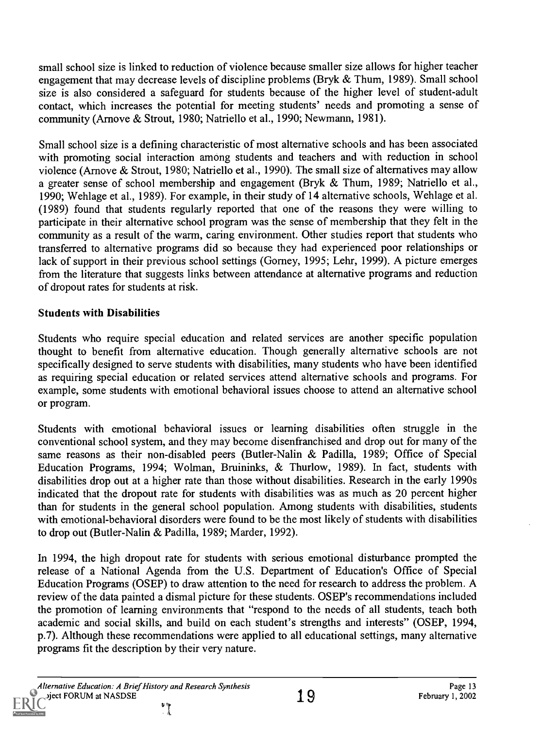small school size is linked to reduction of violence because smaller size allows for higher teacher engagement that may decrease levels of discipline problems (Bryk & Thum, 1989). Small school size is also considered a safeguard for students because of the higher level of student-adult contact, which increases the potential for meeting students' needs and promoting a sense of community (Arnove & Strout, 1980; Natriello et al., 1990; Newmann, 1981).

Small school size is a defining characteristic of most alternative schools and has been associated with promoting social interaction among students and teachers and with reduction in school violence (Arnove & Strout, 1980; Natriello et al., 1990). The small size of alternatives may allow a greater sense of school membership and engagement (Bryk & Thum, 1989; Natriello et al., 1990; Wehlage et al., 1989). For example, in their study of 14 alternative schools, Wehlage et al. (1989) found that students regularly reported that one of the reasons they were willing to participate in their alternative school program was the sense of membership that they felt in the community as a result of the warm, caring environment. Other studies report that students who transferred to alternative programs did so because they had experienced poor relationships or lack of support in their previous school settings (Gorney, 1995; Lehr, 1999). A picture emerges from the literature that suggests links between attendance at alternative programs and reduction of dropout rates for students at risk.

### Students with Disabilities

Students who require special education and related services are another specific population thought to benefit from alternative education. Though generally alternative schools are not specifically designed to serve students with disabilities, many students who have been identified as requiring special education or related services attend alternative schools and programs. For example, some students with emotional behavioral issues choose to attend an alternative school or program.

Students with emotional behavioral issues or learning disabilities often struggle in the conventional school system, and they may become disenfranchised and drop out for many of the same reasons as their non-disabled peers (Butler-Nalin & Padilla, 1989; Office of Special Education Programs, 1994; Wolman, Bruininks, & Thurlow, 1989). In fact, students with disabilities drop out at a higher rate than those without disabilities. Research in the early 1990s indicated that the dropout rate for students with disabilities was as much as 20 percent higher than for students in the general school population. Among students with disabilities, students with emotional-behavioral disorders were found to be the most likely of students with disabilities to drop out (Butler-Nalin & Padilla, 1989; Marder, 1992).

In 1994, the high dropout rate for students with serious emotional disturbance prompted the release of a National Agenda from the U.S. Department of Education's Office of Special Education Programs (OSEP) to draw attention to the need for research to address the problem. A review of the data painted a dismal picture for these students. OSEP's recommendations included the promotion of learning environments that "respond to the needs of all students, teach both academic and social skills, and build on each student's strengths and interests" (OSEP, 1994, p.7). Although these recommendations were applied to all educational settings, many alternative programs fit the description by their very nature.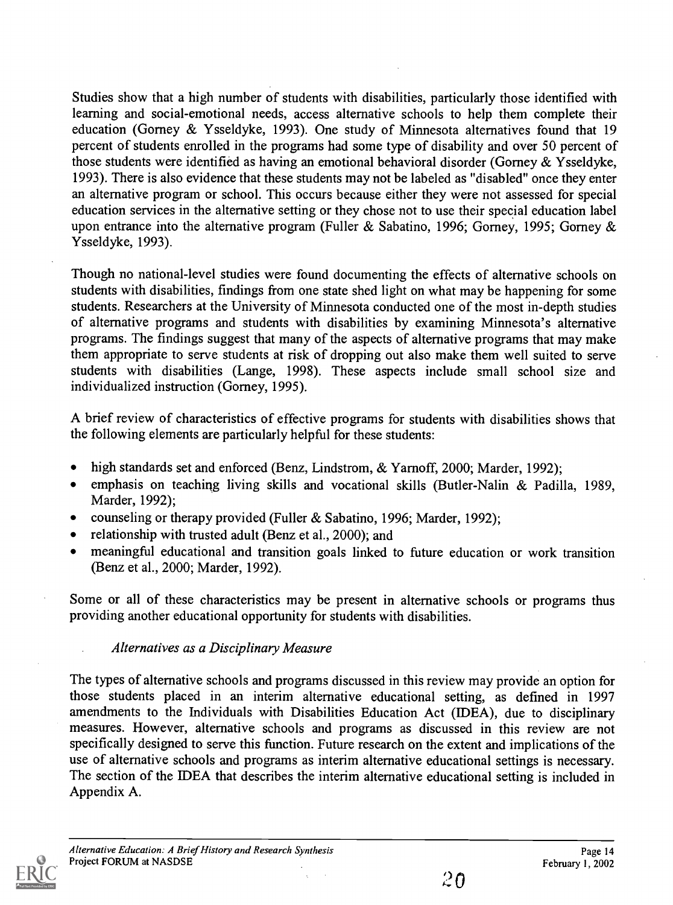Studies show that a high number of students with disabilities, particularly those identified with learning and social-emotional needs, access alternative schools to help them complete their education (Gorney & Ysseldyke, 1993). One study of Minnesota alternatives found that 19 percent of students enrolled in the programs had some type of disability and over 50 percent of those students were identified as having an emotional behavioral disorder (Gorney & Ysseldyke, 1993). There is also evidence that these students may not be labeled as "disabled" once they enter an alternative program or school. This occurs because either they were not assessed for special education services in the alternative setting or they chose not to use their special education label upon entrance into the alternative program (Fuller & Sabatino, 1996; Gorney, 1995; Gorney & Ysseldyke, 1993).

Though no national-level studies were found documenting the effects of alternative schools on students with disabilities, findings from one state shed light on what may be happening for some students. Researchers at the University of Minnesota conducted one of the most in-depth studies of alternative programs and students with disabilities by examining Minnesota's alternative programs. The findings suggest that many of the aspects of alternative programs that may make them appropriate to serve students at risk of dropping out also make them well suited to serve students with disabilities (Lange, 1998). These aspects include small school size and individualized instruction (Gorney, 1995).

A brief review of characteristics of effective programs for students with disabilities shows that the following elements are particularly helpful for these students:

- high standards set and enforced (Benz, Lindstrom, & Yarnoff, 2000; Marder, 1992);
- emphasis on teaching living skills and vocational skills (Butler-Nalin & Padilla, 1989, Marder, 1992);
- counseling or therapy provided (Fuller & Sabatino, 1996; Marder, 1992);
- relationship with trusted adult (Benz et al., 2000); and
- meaningful educational and transition goals linked to future education or work transition (Benz et al., 2000; Marder, 1992).

Some or all of these characteristics may be present in alternative schools or programs thus providing another educational opportunity for students with disabilities.

*Alternatives as a Disciplinary Measure*

The types of alternative schools and programs discussed in this review may provide an option for those students placed in an interim alternative educational setting, as defined in 1997 amendments to the Individuals with Disabilities Education Act (IDEA), due to disciplinary measures. However, alternative schools and programs as discussed in this review are not specifically designed to serve this function. Future research on the extent and implications of the use of alternative schools and programs as interim alternative educational settings is necessary. The section of the IDEA that describes the interim alternative educational setting is included in Appendix A.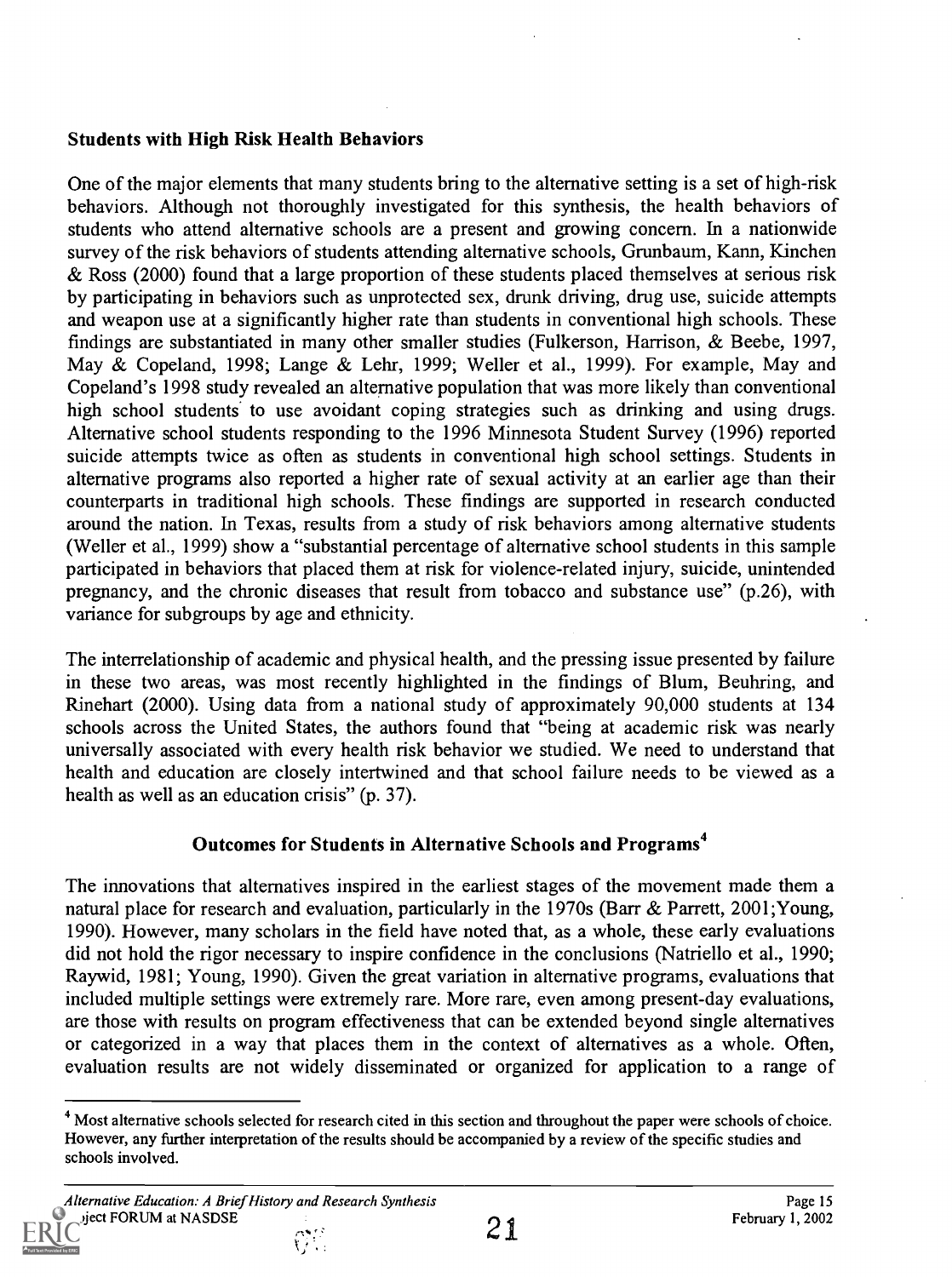### Students with High Risk Health Behaviors

One of the major elements that many students bring to the alternative setting is a set of high-risk behaviors. Although not thoroughly investigated for this synthesis, the health behaviors of students who attend alternative schools are a present and growing concern. In a nationwide survey of the risk behaviors of students attending alternative schools, Grunbaum, Kann, Kinchen & Ross (2000) found that a large proportion of these students placed themselves at serious risk by participating in behaviors such as unprotected sex, drunk driving, drug use, suicide attempts and weapon use at a significantly higher rate than students in conventional high schools. These findings are substantiated in many other smaller studies (Fulkerson, Harrison, & Beebe, 1997, May & Copeland, 1998; Lange & Lehr, 1999; Weller et al., 1999). For example, May and Copeland's 1998 study revealed an alternative population that was more likely than conventional high school students to use avoidant coping strategies such as drinking and using drugs. Alternative school students responding to the 1996 Minnesota Student Survey (1996) reported suicide attempts twice as often as students in conventional high school settings. Students in alternative programs also reported a higher rate of sexual activity at an earlier age than their counterparts in traditional high schools. These findings are supported in research conducted around the nation. In Texas, results from a study of risk behaviors among alternative students (Weller et al., 1999) show a "substantial percentage of alternative school students in this sample participated in behaviors that placed them at risk for violence-related injury, suicide, unintended pregnancy, and the chronic diseases that result from tobacco and substance use" (p.26), with variance for subgroups by age and ethnicity.

The interrelationship of academic and physical health, and the pressing issue presented by failure in these two areas, was most recently highlighted in the findings of Blum, Beuhring, and Rinehart (2000). Using data from a national study of approximately 90,000 students at 134 schools across the United States, the authors found that "being at academic risk was nearly universally associated with every health risk behavior we studied. We need to understand that health and education are closely intertwined and that school failure needs to be viewed as a health as well as an education crisis" (p. 37).

## Outcomes for Students in Alternative Schools and Programs[4]

The innovations that alternatives inspired in the earliest stages of the movement made them a natural place for research and evaluation, particularly in the 1970s (Barr & Parrett, 2001;Young, 1990). However, many scholars in the field have noted that, as a whole, these early evaluations did not hold the rigor necessary to inspire confidence in the conclusions (Natriello et al., 1990; Raywid, 1981; Young, 1990). Given the great variation in alternative programs, evaluations that included multiple settings were extremely rare. More rare, even among present-day evaluations, are those with results on program effectiveness that can be extended beyond single alternatives or categorized in a way that places them in the context of alternatives as a whole. Often, evaluation results are not widely disseminated or organized for application to a range of

[4] Most alternative schools selected for research cited in this section and throughout the paper were schools of choice. However, any further interpretation of the results should be accompanied by a review of the specific studies and schools involved.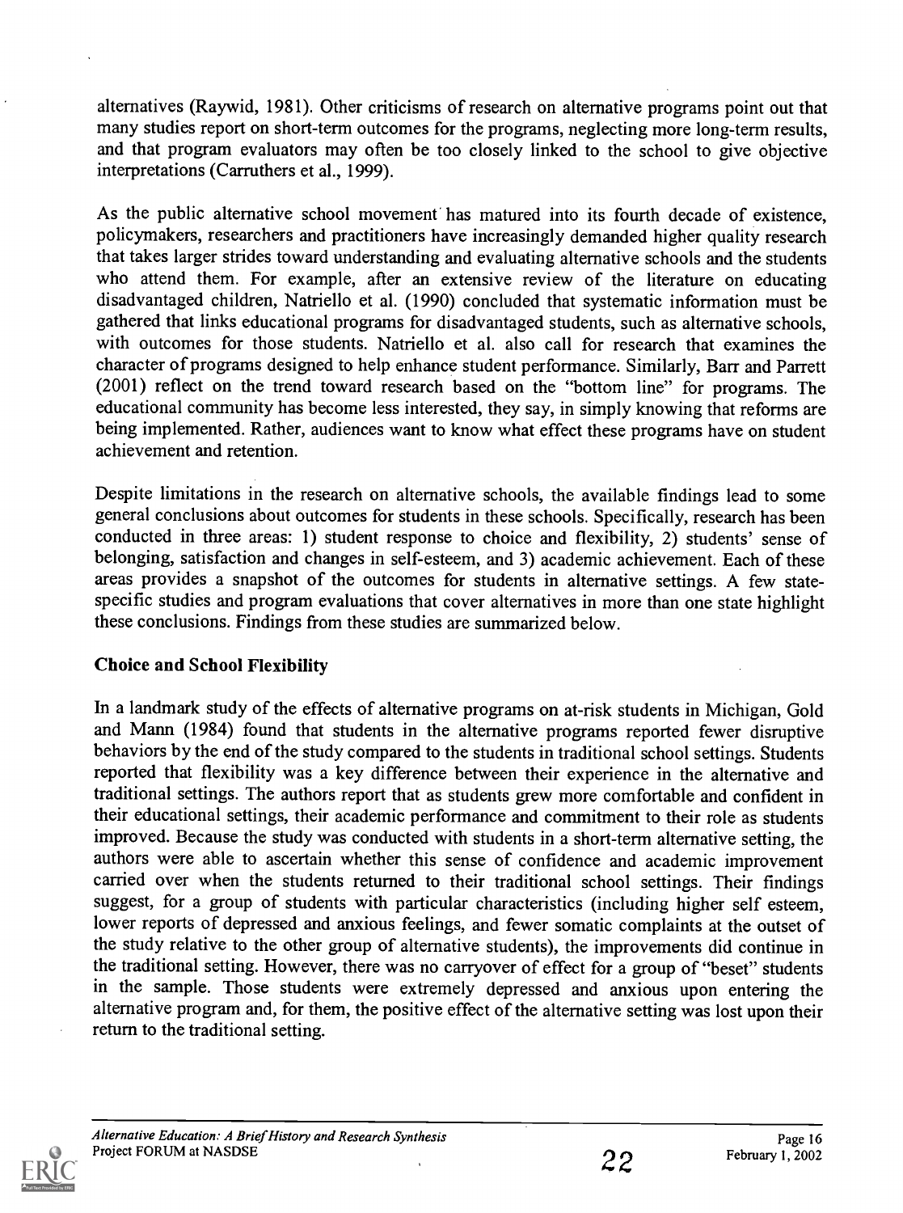alternatives (Raywid, 1981). Other criticisms of research on alternative programs point out that many studies report on short-term outcomes for the programs, neglecting more long-term results, and that program evaluators may often be too closely linked to the school to give objective interpretations (Carruthers et al., 1999).

As the public alternative school movement has matured into its fourth decade of existence, policymakers, researchers and practitioners have increasingly demanded higher quality research that takes larger strides toward understanding and evaluating alternative schools and the students who attend them. For example, after an extensive review of the literature on educating disadvantaged children, Natriello et al. (1990) concluded that systematic information must be gathered that links educational programs for disadvantaged students, such as alternative schools, with outcomes for those students. Natriello et al. also call for research that examines the character of programs designed to help enhance student performance. Similarly, Barr and Parrett (2001) reflect on the trend toward research based on the "bottom line" for programs. The educational community has become less interested, they say, in simply knowing that reforms are being implemented. Rather, audiences want to know what effect these programs have on student achievement and retention.

Despite limitations in the research on alternative schools, the available findings lead to some general conclusions about outcomes for students in these schools. Specifically, research has been conducted in three areas: 1) student response to choice and flexibility, 2) students' sense of belonging, satisfaction and changes in self-esteem, and 3) academic achievement. Each of these areas provides a snapshot of the outcomes for students in alternative settings. A few state-specific studies and program evaluations that cover alternatives in more than one state highlight these conclusions. Findings from these studies are summarized below.

### Choice and School Flexibility

In a landmark study of the effects of alternative programs on at-risk students in Michigan, Gold and Mann (1984) found that students in the alternative programs reported fewer disruptive behaviors by the end of the study compared to the students in traditional school settings. Students reported that flexibility was a key difference between their experience in the alternative and traditional settings. The authors report that as students grew more comfortable and confident in their educational settings, their academic performance and commitment to their role as students improved. Because the study was conducted with students in a short-term alternative setting, the authors were able to ascertain whether this sense of confidence and academic improvement carried over when the students returned to their traditional school settings. Their findings suggest, for a group of students with particular characteristics (including higher self esteem, lower reports of depressed and anxious feelings, and fewer somatic complaints at the outset of the study relative to the other group of alternative students), the improvements did continue in the traditional setting. However, there was no carryover of effect for a group of "beset" students in the sample. Those students were extremely depressed and anxious upon entering the alternative program and, for them, the positive effect of the alternative setting was lost upon their return to the traditional setting.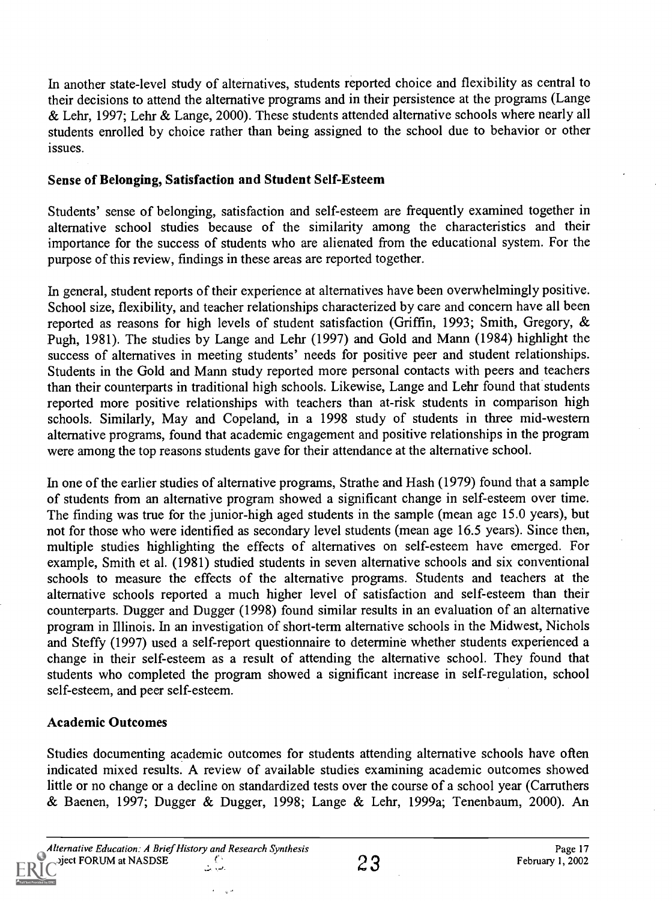In another state-level study of alternatives, students reported choice and flexibility as central to their decisions to attend the alternative programs and in their persistence at the programs (Lange & Lehr, 1997; Lehr & Lange, 2000). These students attended alternative schools where nearly all students enrolled by choice rather than being assigned to the school due to behavior or other issues.

### Sense of Belonging, Satisfaction and Student Self-Esteem

Students' sense of belonging, satisfaction and self-esteem are frequently examined together in alternative school studies because of the similarity among the characteristics and their importance for the success of students who are alienated from the educational system. For the purpose of this review, findings in these areas are reported together.

In general, student reports of their experience at alternatives have been overwhelmingly positive. School size, flexibility, and teacher relationships characterized by care and concern have all been reported as reasons for high levels of student satisfaction (Griffin, 1993; Smith, Gregory, & Pugh, 1981). The studies by Lange and Lehr (1997) and Gold and Mann (1984) highlight the success of alternatives in meeting students' needs for positive peer and student relationships. Students in the Gold and Mann study reported more personal contacts with peers and teachers than their counterparts in traditional high schools. Likewise, Lange and Lehr found that students reported more positive relationships with teachers than at-risk students in comparison high schools. Similarly, May and Copeland, in a 1998 study of students in three mid-western alternative programs, found that academic engagement and positive relationships in the program were among the top reasons students gave for their attendance at the alternative school.

In one of the earlier studies of alternative programs, Strathe and Hash (1979) found that a sample of students from an alternative program showed a significant change in self-esteem over time. The finding was true for the junior-high aged students in the sample (mean age 15.0 years), but not for those who were identified as secondary level students (mean age 16.5 years). Since then, multiple studies highlighting the effects of alternatives on self-esteem have emerged. For example, Smith et al. (1981) studied students in seven alternative schools and six conventional schools to measure the effects of the alternative programs. Students and teachers at the alternative schools reported a much higher level of satisfaction and self-esteem than their counterparts. Dugger and Dugger (1998) found similar results in an evaluation of an alternative program in Illinois. In an investigation of short-term alternative schools in the Midwest, Nichols and Steffy (1997) used a self-report questionnaire to determine whether students experienced a change in their self-esteem as a result of attending the alternative school. They found that students who completed the program showed a significant increase in self-regulation, school self-esteem, and peer self-esteem.

### Academic Outcomes

Studies documenting academic outcomes for students attending alternative schools have often indicated mixed results. A review of available studies examining academic outcomes showed little or no change or a decline on standardized tests over the course of a school year (Carruthers & Baenen, 1997; Dugger & Dugger, 1998; Lange & Lehr, 1999a; Tenenbaum, 2000). An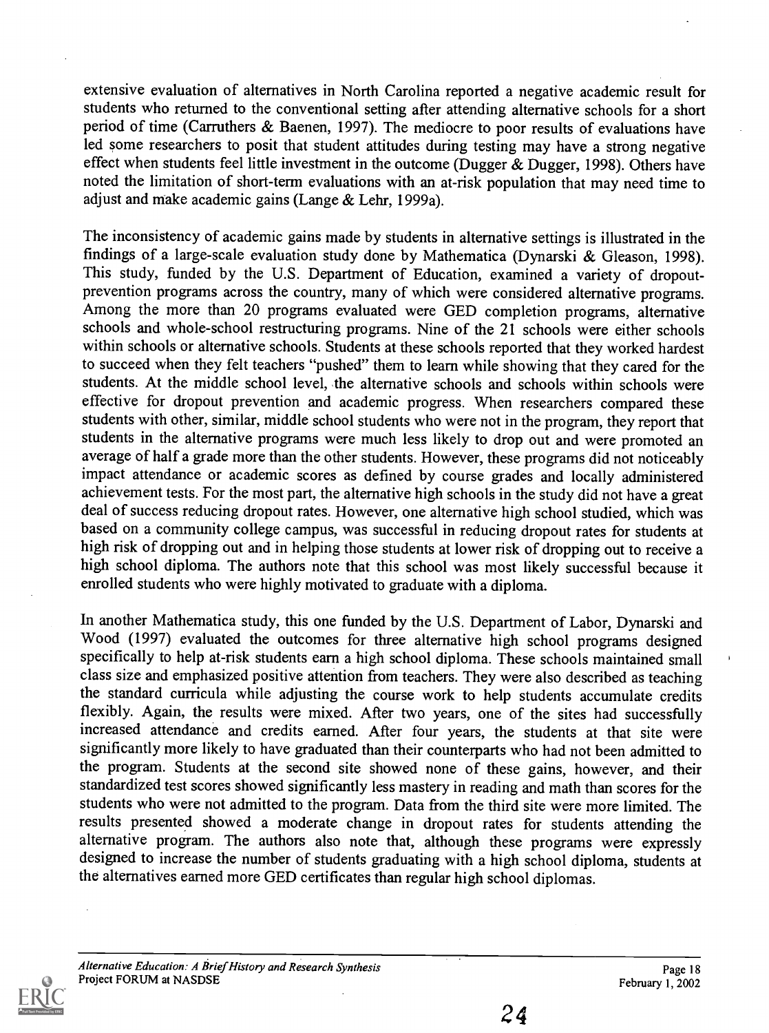extensive evaluation of alternatives in North Carolina reported a negative academic result for students who returned to the conventional setting after attending alternative schools for a short period of time (Carruthers & Baenen, 1997). The mediocre to poor results of evaluations have led some researchers to posit that student attitudes during testing may have a strong negative effect when students feel little investment in the outcome (Dugger & Dugger, 1998). Others have noted the limitation of short-term evaluations with an at-risk population that may need time to adjust and make academic gains (Lange & Lehr, 1999a).

The inconsistency of academic gains made by students in alternative settings is illustrated in the findings of a large-scale evaluation study done by Mathematica (Dynarski & Gleason, 1998). This study, funded by the U.S. Department of Education, examined a variety of dropout-prevention programs across the country, many of which were considered alternative programs. Among the more than 20 programs evaluated were GED completion programs, alternative schools and whole-school restructuring programs. Nine of the 21 schools were either schools within schools or alternative schools. Students at these schools reported that they worked hardest to succeed when they felt teachers "pushed" them to learn while showing that they cared for the students. At the middle school level, the alternative schools and schools within schools were effective for dropout prevention and academic progress. When researchers compared these students with other, similar, middle school students who were not in the program, they report that students in the alternative programs were much less likely to drop out and were promoted an average of half a grade more than the other students. However, these programs did not noticeably impact attendance or academic scores as defined by course grades and locally administered achievement tests. For the most part, the alternative high schools in the study did not have a great deal of success reducing dropout rates. However, one alternative high school studied, which was based on a community college campus, was successful in reducing dropout rates for students at high risk of dropping out and in helping those students at lower risk of dropping out to receive a high school diploma. The authors note that this school was most likely successful because it enrolled students who were highly motivated to graduate with a diploma.

In another Mathematica study, this one funded by the U.S. Department of Labor, Dynarski and Wood (1997) evaluated the outcomes for three alternative high school programs designed specifically to help at-risk students earn a high school diploma. These schools maintained small class size and emphasized positive attention from teachers. They were also described as teaching the standard curricula while adjusting the course work to help students accumulate credits flexibly. Again, the results were mixed. After two years, one of the sites had successfully increased attendance and credits earned. After four years, the students at that site were significantly more likely to have graduated than their counterparts who had not been admitted to the program. Students at the second site showed none of these gains, however, and their standardized test scores showed significantly less mastery in reading and math than scores for the students who were not admitted to the program. Data from the third site were more limited. The results presented showed a moderate change in dropout rates for students attending the alternative program. The authors also note that, although these programs were expressly designed to increase the number of students graduating with a high school diploma, students at the alternatives earned more GED certificates than regular high school diplomas.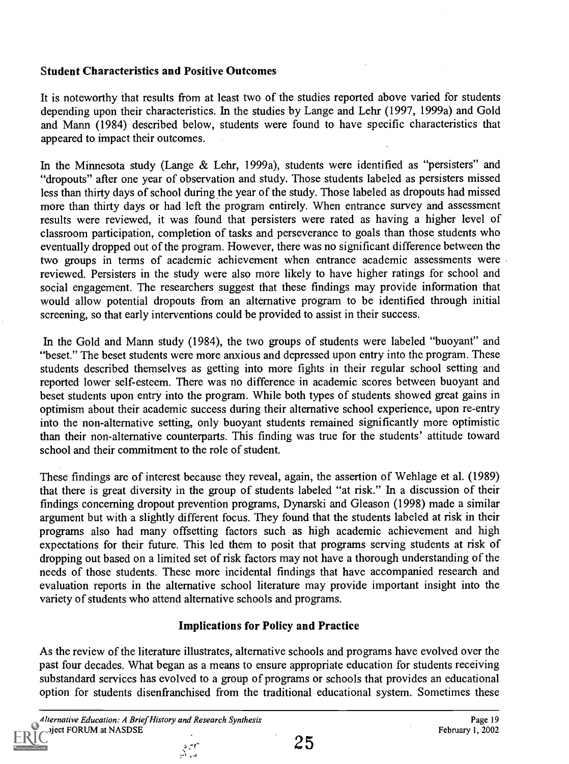### Student Characteristics and Positive Outcomes

It is noteworthy that results from at least two of the studies reported above varied for students depending upon their characteristics. In the studies by Lange and Lehr (1997, 1999a) and Gold and Mann (1984) described below, students were found to have specific characteristics that appeared to impact their outcomes.

In the Minnesota study (Lange & Lehr, 1999a), students were identified as "persisters" and "dropouts" after one year of observation and study. Those students labeled as persisters missed less than thirty days of school during the year of the study. Those labeled as dropouts had missed more than thirty days or had left the program entirely. When entrance survey and assessment results were reviewed, it was found that persisters were rated as having a higher level of classroom participation, completion of tasks and perseverance to goals than those students who eventually dropped out of the program. However, there was no significant difference between the two groups in terms of academic achievement when entrance academic assessments were reviewed. Persisters in the study were also more likely to have higher ratings for school and social engagement. The researchers suggest that these findings may provide information that would allow potential dropouts from an alternative program to be identified through initial screening, so that early interventions could be provided to assist in their success.

In the Gold and Mann study (1984), the two groups of students were labeled "buoyant" and "beset." The beset students were more anxious and depressed upon entry into the program. These students described themselves as getting into more fights in their regular school setting and reported lower self-esteem. There was no difference in academic scores between buoyant and beset students upon entry into the program. While both types of students showed great gains in optimism about their academic success during their alternative school experience, upon re-entry into the non-alternative setting, only buoyant students remained significantly more optimistic than their non-alternative counterparts. This finding was true for the students' attitude toward school and their commitment to the role of student.

These findings are of interest because they reveal, again, the assertion of Wehlage et al. (1989) that there is great diversity in the group of students labeled "at risk." In a discussion of their findings concerning dropout prevention programs, Dynarski and Gleason (1998) made a similar argument but with a slightly different focus. They found that the students labeled at risk in their programs also had many offsetting factors such as high academic achievement and high expectations for their future. This led them to posit that programs serving students at risk of dropping out based on a limited set of risk factors may not have a thorough understanding of the needs of those students. These more incidental findings that have accompanied research and evaluation reports in the alternative school literature may provide important insight into the variety of students who attend alternative schools and programs.

## Implications for Policy and Practice

As the review of the literature illustrates, alternative schools and programs have evolved over the past four decades. What began as a means to ensure appropriate education for students receiving substandard services has evolved to a group of programs or schools that provides an educational option for students disenfranchised from the traditional educational system. Sometimes these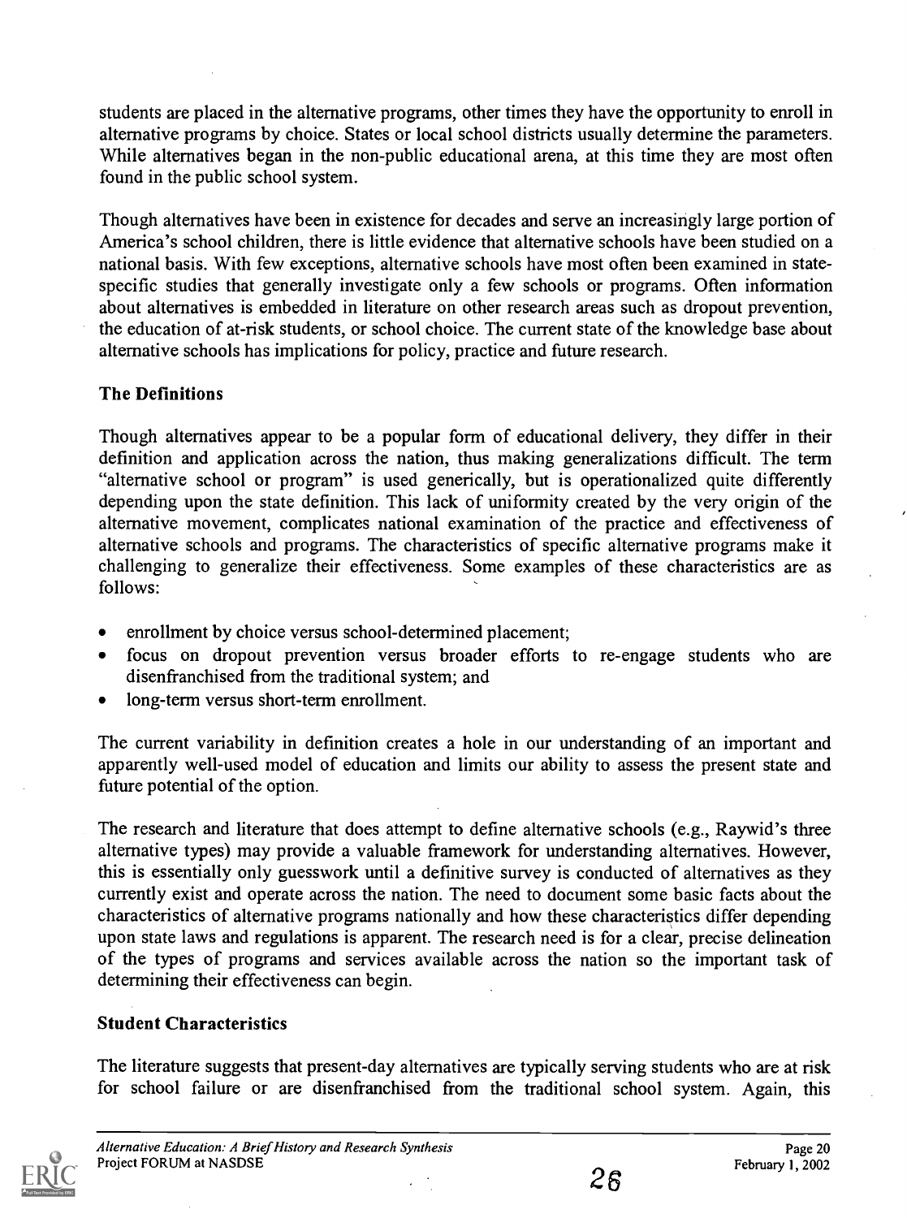students are placed in the alternative programs, other times they have the opportunity to enroll in alternative programs by choice. States or local school districts usually determine the parameters. While alternatives began in the non-public educational arena, at this time they are most often found in the public school system.

Though alternatives have been in existence for decades and serve an increasingly large portion of America's school children, there is little evidence that alternative schools have been studied on a national basis. With few exceptions, alternative schools have most often been examined in state-specific studies that generally investigate only a few schools or programs. Often information about alternatives is embedded in literature on other research areas such as dropout prevention, the education of at-risk students, or school choice. The current state of the knowledge base about alternative schools has implications for policy, practice and future research.

### The Definitions

Though alternatives appear to be a popular form of educational delivery, they differ in their definition and application across the nation, thus making generalizations difficult. The term "alternative school or program" is used generically, but is operationalized quite differently depending upon the state definition. This lack of uniformity created by the very origin of the alternative movement, complicates national examination of the practice and effectiveness of alternative schools and programs. The characteristics of specific alternative programs make it challenging to generalize their effectiveness. Some examples of these characteristics are as follows:

- enrollment by choice versus school-determined placement;
- focus on dropout prevention versus broader efforts to re-engage students who are disenfranchised from the traditional system; and
- long-term versus short-term enrollment.

The current variability in definition creates a hole in our understanding of an important and apparently well-used model of education and limits our ability to assess the present state and future potential of the option.

The research and literature that does attempt to define alternative schools (e.g., Raywid's three alternative types) may provide a valuable framework for understanding alternatives. However, this is essentially only guesswork until a definitive survey is conducted of alternatives as they currently exist and operate across the nation. The need to document some basic facts about the characteristics of alternative programs nationally and how these characteristics differ depending upon state laws and regulations is apparent. The research need is for a clear, precise delineation of the types of programs and services available across the nation so the important task of determining their effectiveness can begin.

### Student Characteristics

The literature suggests that present-day alternatives are typically serving students who are at risk for school failure or are disenfranchised from the traditional school system. Again, this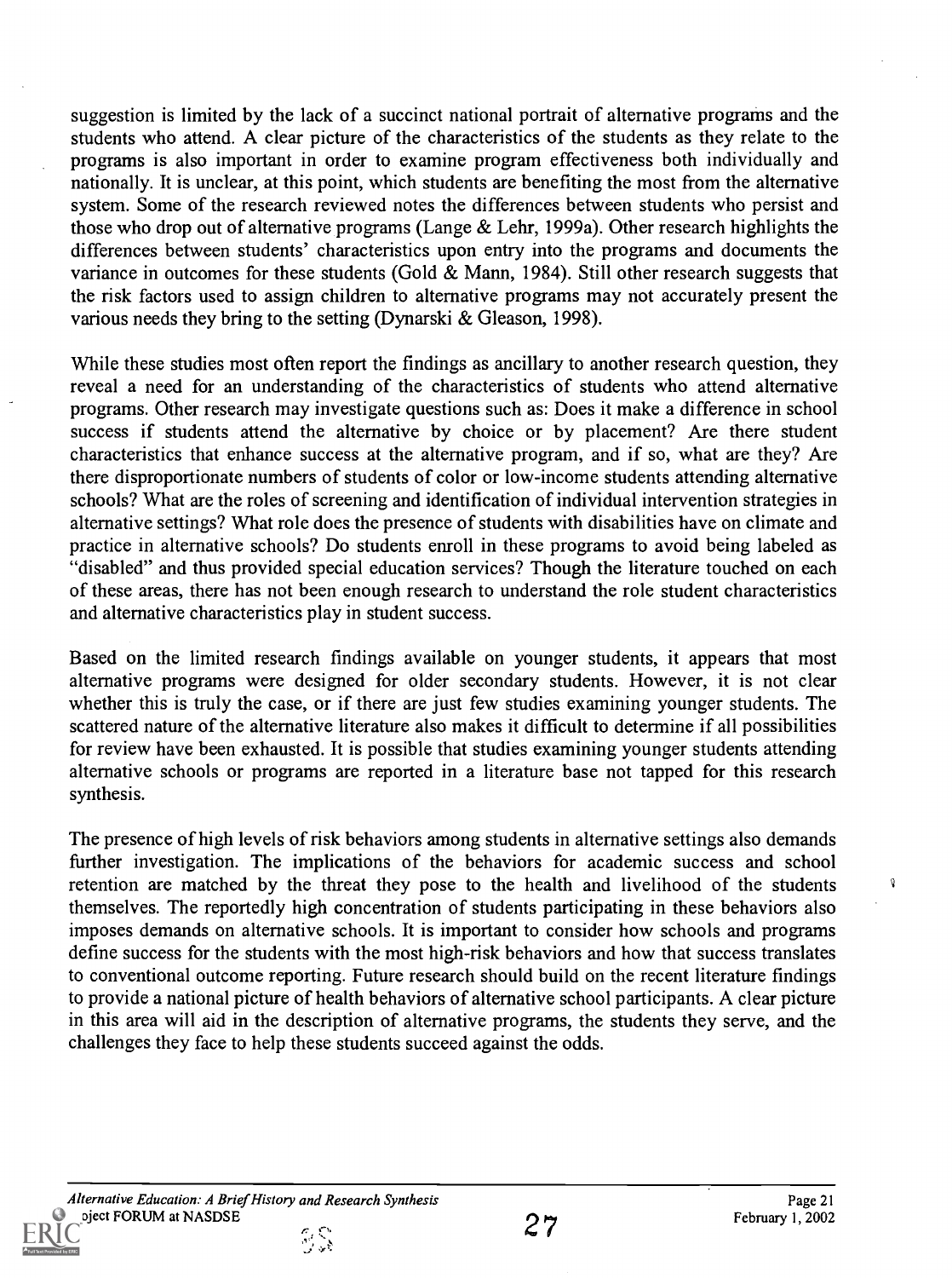suggestion is limited by the lack of a succinct national portrait of alternative programs and the students who attend. A clear picture of the characteristics of the students as they relate to the programs is also important in order to examine program effectiveness both individually and nationally. It is unclear, at this point, which students are benefiting the most from the alternative system. Some of the research reviewed notes the differences between students who persist and those who drop out of alternative programs (Lange & Lehr, 1999a). Other research highlights the differences between students' characteristics upon entry into the programs and documents the variance in outcomes for these students (Gold & Mann, 1984). Still other research suggests that the risk factors used to assign children to alternative programs may not accurately present the various needs they bring to the setting (Dynarski & Gleason, 1998).

While these studies most often report the findings as ancillary to another research question, they reveal a need for an understanding of the characteristics of students who attend alternative programs. Other research may investigate questions such as: Does it make a difference in school success if students attend the alternative by choice or by placement? Are there student characteristics that enhance success at the alternative program, and if so, what are they? Are there disproportionate numbers of students of color or low-income students attending alternative schools? What are the roles of screening and identification of individual intervention strategies in alternative settings? What role does the presence of students with disabilities have on climate and practice in alternative schools? Do students enroll in these programs to avoid being labeled as "disabled" and thus provided special education services? Though the literature touched on each of these areas, there has not been enough research to understand the role student characteristics and alternative characteristics play in student success.

Based on the limited research findings available on younger students, it appears that most alternative programs were designed for older secondary students. However, it is not clear whether this is truly the case, or if there are just few studies examining younger students. The scattered nature of the alternative literature also makes it difficult to determine if all possibilities for review have been exhausted. It is possible that studies examining younger students attending alternative schools or programs are reported in a literature base not tapped for this research synthesis.

The presence of high levels of risk behaviors among students in alternative settings also demands further investigation. The implications of the behaviors for academic success and school retention are matched by the threat they pose to the health and livelihood of the students themselves. The reportedly high concentration of students participating in these behaviors also imposes demands on alternative schools. It is important to consider how schools and programs define success for the students with the most high-risk behaviors and how that success translates to conventional outcome reporting. Future research should build on the recent literature findings to provide a national picture of health behaviors of alternative school participants. A clear picture in this area will aid in the description of alternative programs, the students they serve, and the challenges they face to help these students succeed against the odds.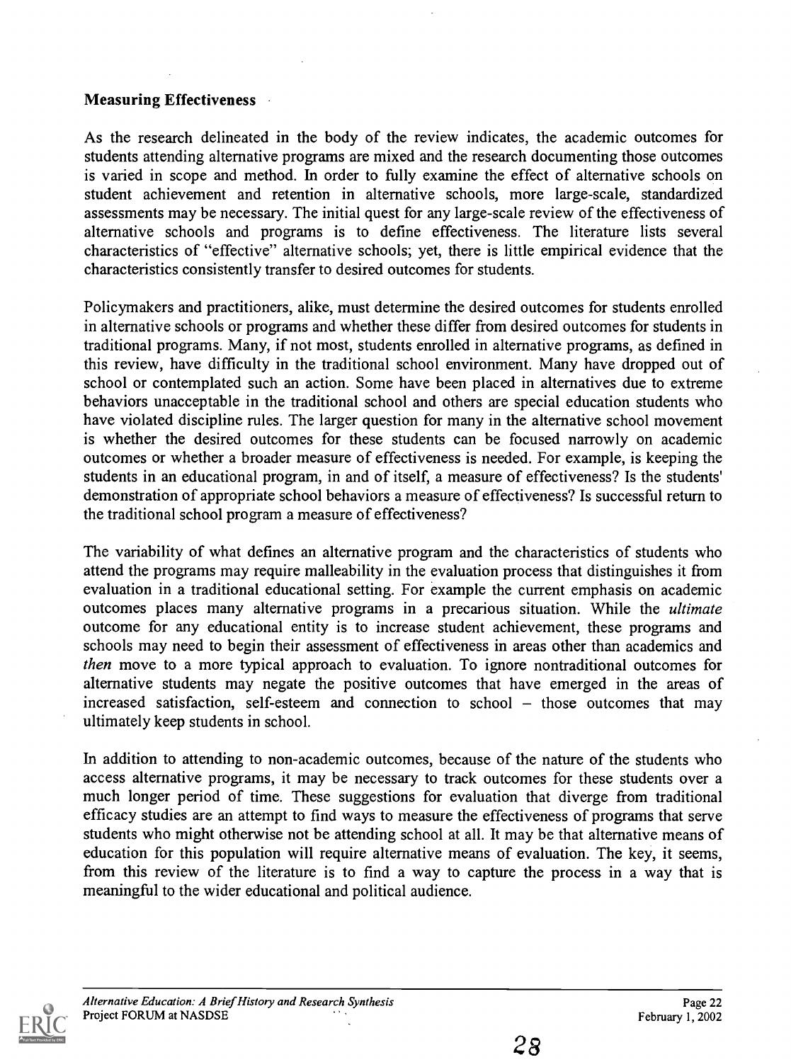**Measuring Effectiveness**

As the research delineated in the body of the review indicates, the academic outcomes for students attending alternative programs are mixed and the research documenting those outcomes is varied in scope and method. In order to fully examine the effect of alternative schools on student achievement and retention in alternative schools, more large-scale, standardized assessments may be necessary. The initial quest for any large-scale review of the effectiveness of alternative schools and programs is to define effectiveness. The literature lists several characteristics of "effective" alternative schools; yet, there is little empirical evidence that the characteristics consistently transfer to desired outcomes for students.

Policymakers and practitioners, alike, must determine the desired outcomes for students enrolled in alternative schools or programs and whether these differ from desired outcomes for students in traditional programs. Many, if not most, students enrolled in alternative programs, as defined in this review, have difficulty in the traditional school environment. Many have dropped out of school or contemplated such an action. Some have been placed in alternatives due to extreme behaviors unacceptable in the traditional school and others are special education students who have violated discipline rules. The larger question for many in the alternative school movement is whether the desired outcomes for these students can be focused narrowly on academic outcomes or whether a broader measure of effectiveness is needed. For example, is keeping the students in an educational program, in and of itself, a measure of effectiveness? Is the students' demonstration of appropriate school behaviors a measure of effectiveness? Is successful return to the traditional school program a measure of effectiveness?

The variability of what defines an alternative program and the characteristics of students who attend the programs may require malleability in the evaluation process that distinguishes it from evaluation in a traditional educational setting. For example the current emphasis on academic outcomes places many alternative programs in a precarious situation. While the *ultimate* outcome for any educational entity is to increase student achievement, these programs and schools may need to begin their assessment of effectiveness in areas other than academics and *then* move to a more typical approach to evaluation. To ignore nontraditional outcomes for alternative students may negate the positive outcomes that have emerged in the areas of increased satisfaction, self-esteem and connection to school – those outcomes that may ultimately keep students in school.

In addition to attending to non-academic outcomes, because of the nature of the students who access alternative programs, it may be necessary to track outcomes for these students over a much longer period of time. These suggestions for evaluation that diverge from traditional efficacy studies are an attempt to find ways to measure the effectiveness of programs that serve students who might otherwise not be attending school at all. It may be that alternative means of education for this population will require alternative means of evaluation. The key, it seems, from this review of the literature is to find a way to capture the process in a way that is meaningful to the wider educational and political audience.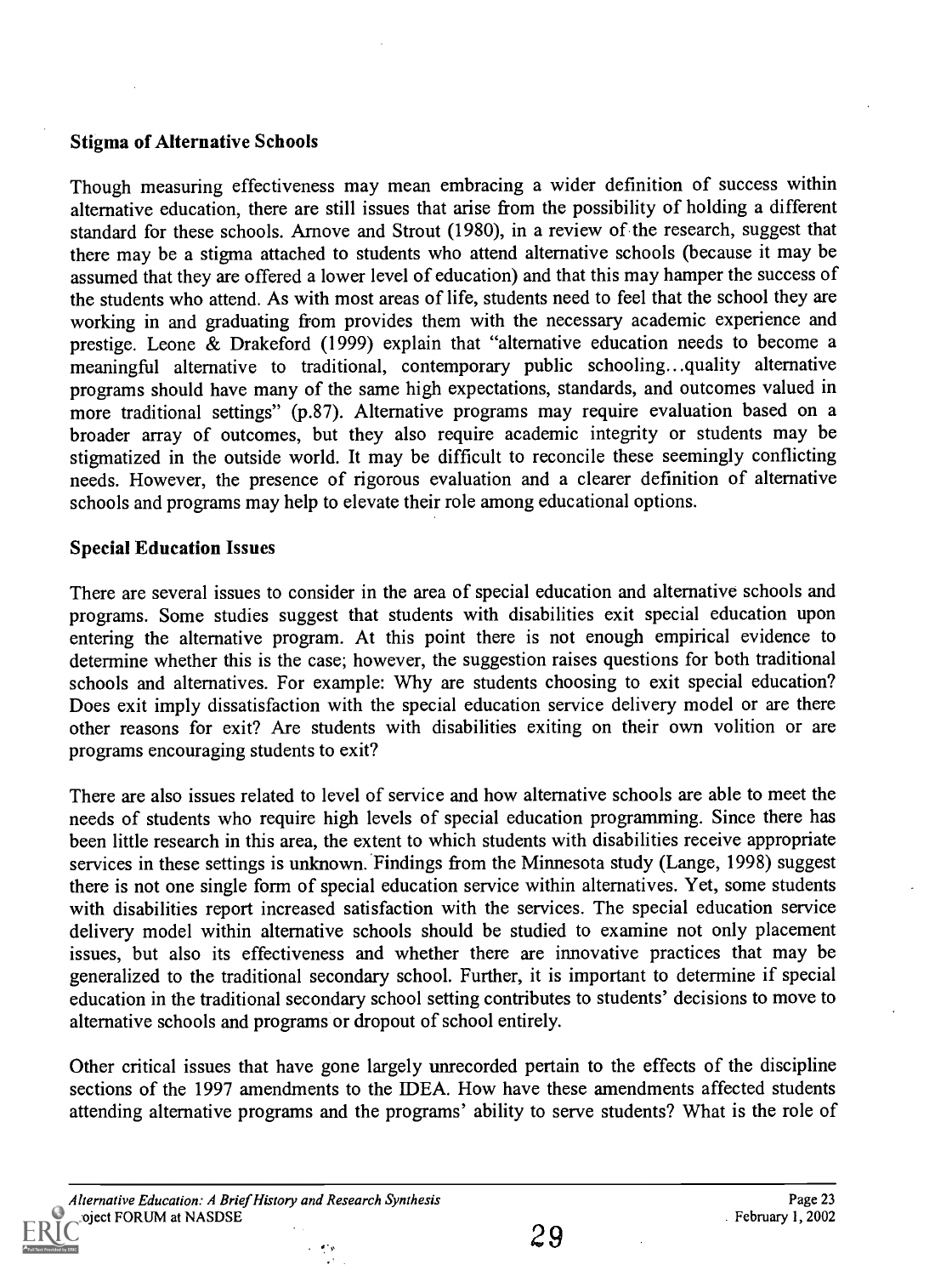### Stigma of Alternative Schools

Though measuring effectiveness may mean embracing a wider definition of success within alternative education, there are still issues that arise from the possibility of holding a different standard for these schools. Arnove and Strout (1980), in a review of the research, suggest that there may be a stigma attached to students who attend alternative schools (because it may be assumed that they are offered a lower level of education) and that this may hamper the success of the students who attend. As with most areas of life, students need to feel that the school they are working in and graduating from provides them with the necessary academic experience and prestige. Leone & Drakeford (1999) explain that "alternative education needs to become a meaningful alternative to traditional, contemporary public schooling...quality alternative programs should have many of the same high expectations, standards, and outcomes valued in more traditional settings" (p.87). Alternative programs may require evaluation based on a broader array of outcomes, but they also require academic integrity or students may be stigmatized in the outside world. It may be difficult to reconcile these seemingly conflicting needs. However, the presence of rigorous evaluation and a clearer definition of alternative schools and programs may help to elevate their role among educational options.

### Special Education Issues

There are several issues to consider in the area of special education and alternative schools and programs. Some studies suggest that students with disabilities exit special education upon entering the alternative program. At this point there is not enough empirical evidence to determine whether this is the case; however, the suggestion raises questions for both traditional schools and alternatives. For example: Why are students choosing to exit special education? Does exit imply dissatisfaction with the special education service delivery model or are there other reasons for exit? Are students with disabilities exiting on their own volition or are programs encouraging students to exit?

There are also issues related to level of service and how alternative schools are able to meet the needs of students who require high levels of special education programming. Since there has been little research in this area, the extent to which students with disabilities receive appropriate services in these settings is unknown. Findings from the Minnesota study (Lange, 1998) suggest there is not one single form of special education service within alternatives. Yet, some students with disabilities report increased satisfaction with the services. The special education service delivery model within alternative schools should be studied to examine not only placement issues, but also its effectiveness and whether there are innovative practices that may be generalized to the traditional secondary school. Further, it is important to determine if special education in the traditional secondary school setting contributes to students' decisions to move to alternative schools and programs or dropout of school entirely.

Other critical issues that have gone largely unrecorded pertain to the effects of the discipline sections of the 1997 amendments to the IDEA. How have these amendments affected students attending alternative programs and the programs' ability to serve students? What is the role of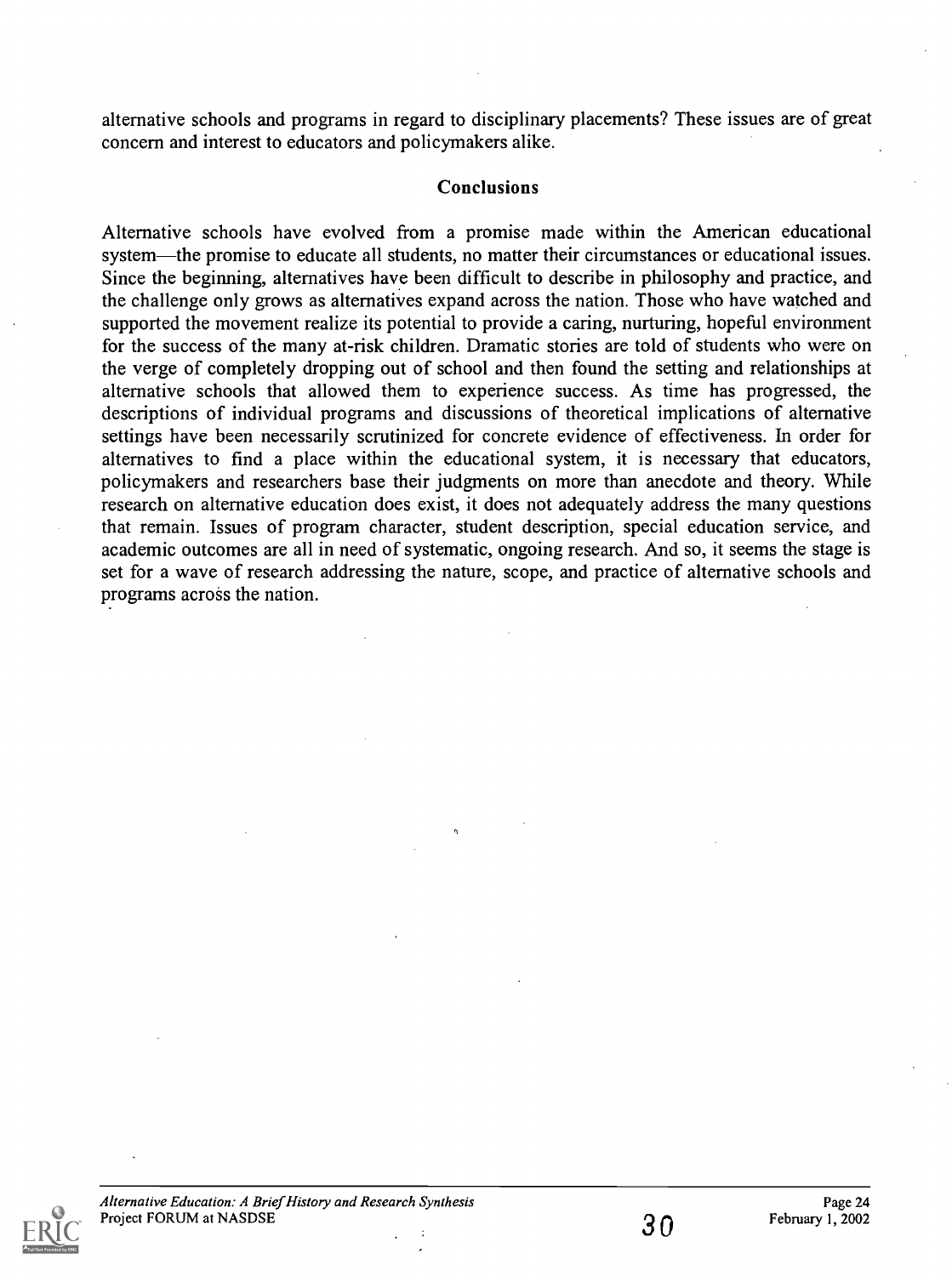alternative schools and programs in regard to disciplinary placements? These issues are of great concern and interest to educators and policymakers alike.

## Conclusions

Alternative schools have evolved from a promise made within the American educational system—the promise to educate all students, no matter their circumstances or educational issues. Since the beginning, alternatives have been difficult to describe in philosophy and practice, and the challenge only grows as alternatives expand across the nation. Those who have watched and supported the movement realize its potential to provide a caring, nurturing, hopeful environment for the success of the many at-risk children. Dramatic stories are told of students who were on the verge of completely dropping out of school and then found the setting and relationships at alternative schools that allowed them to experience success. As time has progressed, the descriptions of individual programs and discussions of theoretical implications of alternative settings have been necessarily scrutinized for concrete evidence of effectiveness. In order for alternatives to find a place within the educational system, it is necessary that educators, policymakers and researchers base their judgments on more than anecdote and theory. While research on alternative education does exist, it does not adequately address the many questions that remain. Issues of program character, student description, special education service, and academic outcomes are all in need of systematic, ongoing research. And so, it seems the stage is set for a wave of research addressing the nature, scope, and practice of alternative schools and programs across the nation.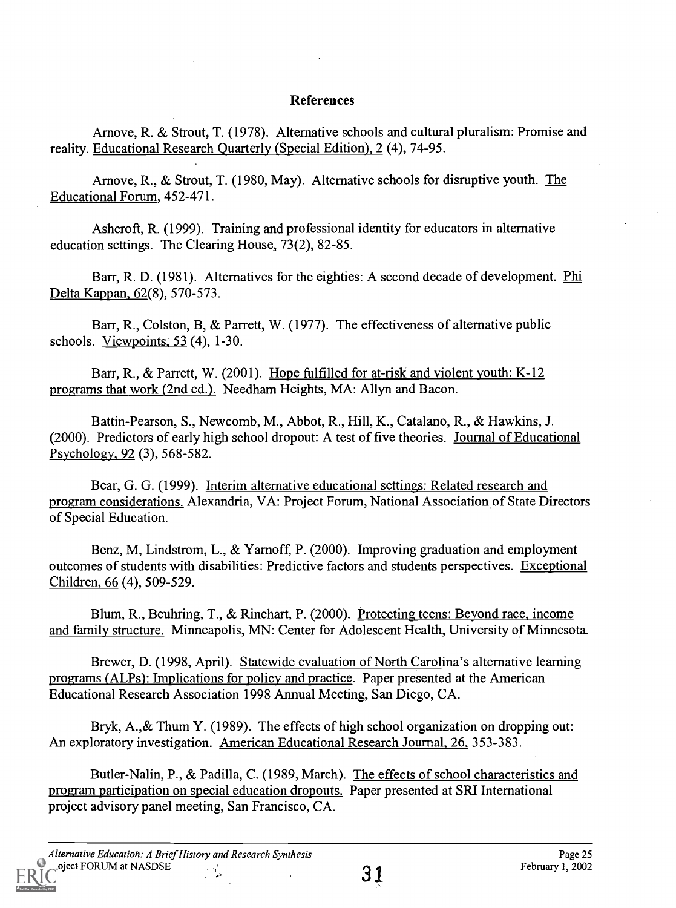## References

Arnove, R. & Strout, T. (1978). Alternative schools and cultural pluralism: Promise and reality. Educational Research Quarterly (Special Edition), 2 (4), 74-95.

Arnove, R., & Strout, T. (1980, May). Alternative schools for disruptive youth. The Educational Forum, 452-471.

Ashcroft, R. (1999). Training and professional identity for educators in alternative education settings. The Clearing House, 73(2), 82-85.

Barr, R. D. (1981). Alternatives for the eighties: A second decade of development. Phi Delta Kappan, 62(8), 570-573.

Barr, R., Colston, B, & Parrett, W. (1977). The effectiveness of alternative public schools. Viewpoints, 53 (4), 1-30.

Barr, R., & Parrett, W. (2001). Hope fulfilled for at-risk and violent youth: K-12 programs that work (2nd ed.). Needham Heights, MA: Allyn and Bacon.

Battin-Pearson, S., Newcomb, M., Abbot, R., Hill, K., Catalano, R., & Hawkins, J. (2000). Predictors of early high school dropout: A test of five theories. Journal of Educational Psychology, 92 (3), 568-582.

Bear, G. G. (1999). Interim alternative educational settings: Related research and program considerations. Alexandria, VA: Project Forum, National Association of State Directors of Special Education.

Benz, M, Lindstrom, L., & Yarnoff, P. (2000). Improving graduation and employment outcomes of students with disabilities: Predictive factors and students perspectives. Exceptional Children, 66 (4), 509-529.

Blum, R., Beuhring, T., & Rinehart, P. (2000). Protecting teens: Beyond race, income and family structure. Minneapolis, MN: Center for Adolescent Health, University of Minnesota.

Brewer, D. (1998, April). Statewide evaluation of North Carolina's alternative learning programs (ALPs): Implications for policy and practice. Paper presented at the American Educational Research Association 1998 Annual Meeting, San Diego, CA.

Bryk, A.,& Thum Y. (1989). The effects of high school organization on dropping out: An exploratory investigation. American Educational Research Journal, 26, 353-383.

Butler-Nalin, P., & Padilla, C. (1989, March). The effects of school characteristics and program participation on special education dropouts. Paper presented at SRI International project advisory panel meeting, San Francisco, CA.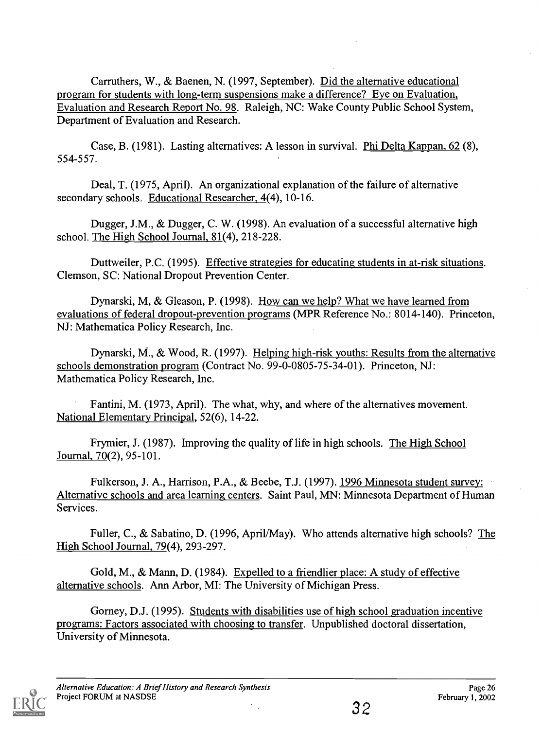Carruthers, W., & Baenen, N. (1997, September). Did the alternative educational program for students with long-term suspensions make a difference? Eye on Evaluation, Evaluation and Research Report No. 98. Raleigh, NC: Wake County Public School System, Department of Evaluation and Research.

Case, B. (1981). Lasting alternatives: A lesson in survival. Phi Delta Kappan, 62 (8), 554-557.

Deal, T. (1975, April). An organizational explanation of the failure of alternative secondary schools. Educational Researcher, 4(4), 10-16.

Dugger, J.M., & Dugger, C. W. (1998). An evaluation of a successful alternative high school. The High School Journal, 81(4), 218-228.

Duttweiler, P.C. (1995). Effective strategies for educating students in at-risk situations. Clemson, SC: National Dropout Prevention Center.

Dynarski, M, & Gleason, P. (1998). How can we help? What we have learned from evaluations of federal dropout-prevention programs (MPR Reference No.: 8014-140). Princeton, NJ: Mathematica Policy Research, Inc.

Dynarski, M., & Wood, R. (1997). Helping high-risk youths: Results from the alternative schools demonstration program (Contract No. 99-0-0805-75-34-01). Princeton, NJ: Mathematica Policy Research, Inc.

Fantini, M. (1973, April). The what, why, and where of the alternatives movement. National Elementary Principal, 52(6), 14-22.

Frymier, J. (1987). Improving the quality of life in high schools. The High School Journal, 70(2), 95-101.

Fulkerson, J. A., Harrison, P.A., & Beebe, T.J. (1997). 1996 Minnesota student survey: Alternative schools and area learning centers. Saint Paul, MN: Minnesota Department of Human Services.

Fuller, C., & Sabatino, D. (1996, April/May). Who attends alternative high schools? The High School Journal, 79(4), 293-297.

Gold, M., & Mann, D. (1984). Expelled to a friendlier place: A study of effective alternative schools. Ann Arbor, MI: The University of Michigan Press.

Gorney, D.J. (1995). Students with disabilities use of high school graduation incentive programs: Factors associated with choosing to transfer. Unpublished doctoral dissertation, University of Minnesota.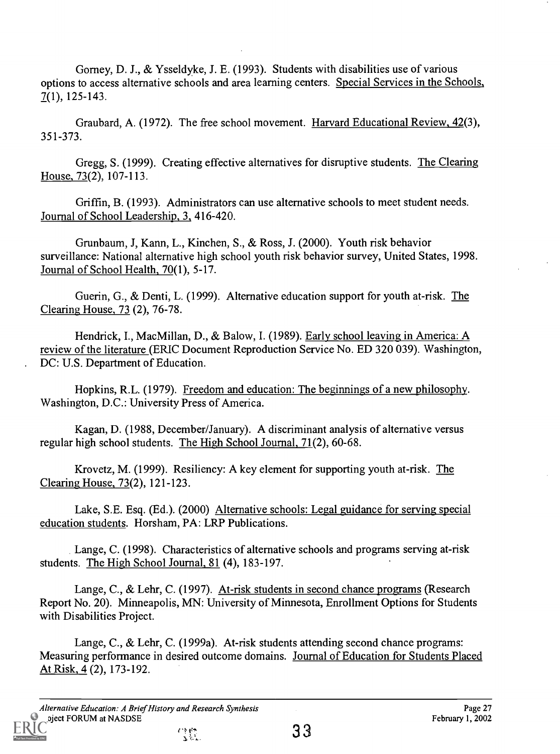Gorney, D. J., & Ysseldyke, J. E. (1993). Students with disabilities use of various options to access alternative schools and area learning centers. Special Services in the Schools, 7(1), 125-143.

Graubard, A. (1972). The free school movement. Harvard Educational Review, 42(3), 351-373.

Gregg, S. (1999). Creating effective alternatives for disruptive students. The Clearing House, 73(2), 107-113.

Griffin, B. (1993). Administrators can use alternative schools to meet student needs. Journal of School Leadership, 3, 416-420.

Grunbaum, J, Kann, L., Kinchen, S., & Ross, J. (2000). Youth risk behavior surveillance: National alternative high school youth risk behavior survey, United States, 1998. Journal of School Health, 70(1), 5-17.

Guerin, G., & Denti, L. (1999). Alternative education support for youth at-risk. The Clearing House, 73 (2), 76-78.

Hendrick, I., MacMillan, D., & Balow, I. (1989). Early school leaving in America: A review of the literature (ERIC Document Reproduction Service No. ED 320 039). Washington, DC: U.S. Department of Education.

Hopkins, R.L. (1979). Freedom and education: The beginnings of a new philosophy. Washington, D.C.: University Press of America.

Kagan, D. (1988, December/January). A discriminant analysis of alternative versus regular high school students. The High School Journal, 71(2), 60-68.

Krovetz, M. (1999). Resiliency: A key element for supporting youth at-risk. The Clearing House, 73(2), 121-123.

Lake, S.E. Esq. (Ed.). (2000) Alternative schools: Legal guidance for serving special education students. Horsham, PA: LRP Publications.

Lange, C. (1998). Characteristics of alternative schools and programs serving at-risk students. The High School Journal, 81 (4), 183-197.

Lange, C., & Lehr, C. (1997). At-risk students in second chance programs (Research Report No. 20). Minneapolis, MN: University of Minnesota, Enrollment Options for Students with Disabilities Project.

Lange, C., & Lehr, C. (1999a). At-risk students attending second chance programs: Measuring performance in desired outcome domains. Journal of Education for Students Placed At Risk, 4 (2), 173-192.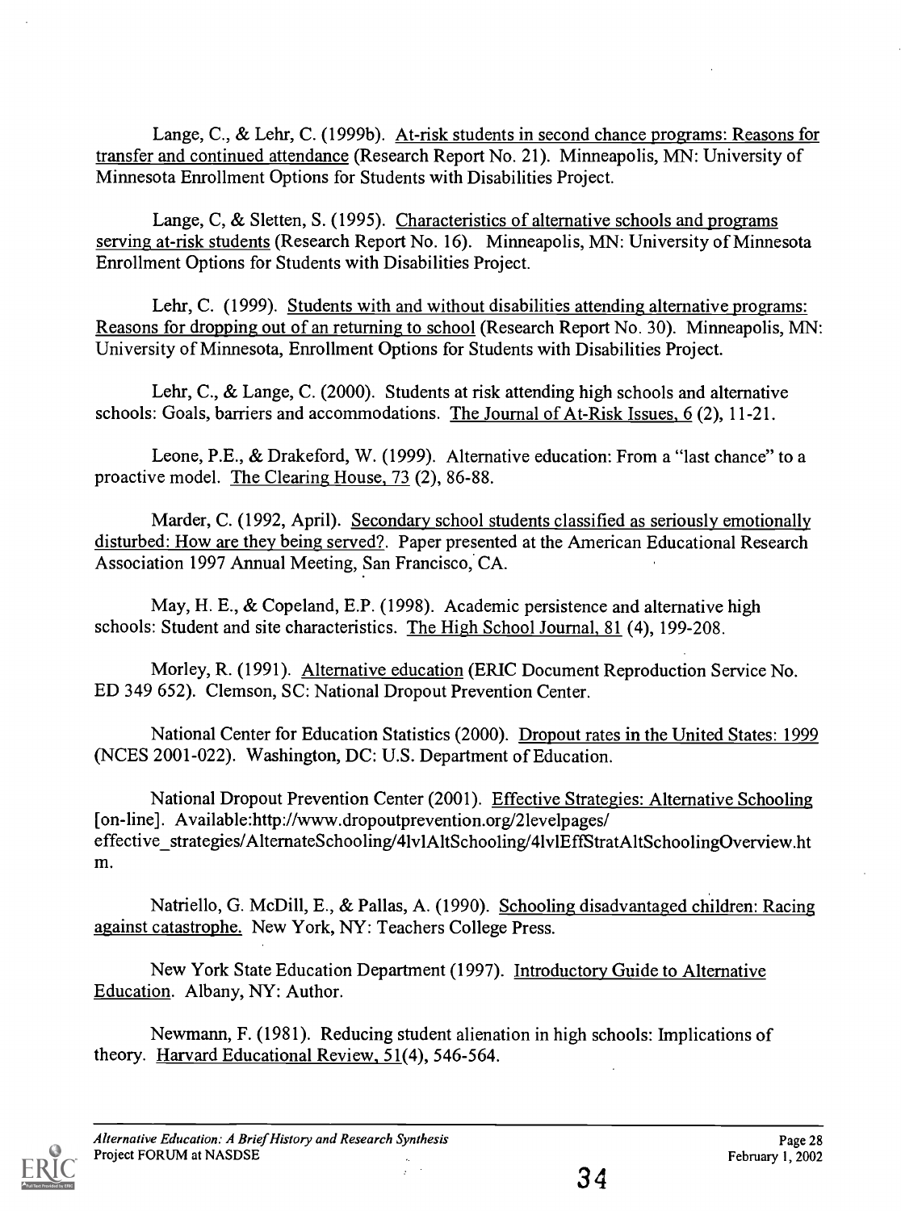Lange, C., & Lehr, C. (1999b). At-risk students in second chance programs: Reasons for transfer and continued attendance (Research Report No. 21). Minneapolis, MN: University of Minnesota Enrollment Options for Students with Disabilities Project.

Lange, C, & Sletten, S. (1995). Characteristics of alternative schools and programs serving at-risk students (Research Report No. 16). Minneapolis, MN: University of Minnesota Enrollment Options for Students with Disabilities Project.

Lehr, C. (1999). Students with and without disabilities attending alternative programs: Reasons for dropping out of an returning to school (Research Report No. 30). Minneapolis, MN: University of Minnesota, Enrollment Options for Students with Disabilities Project.

Lehr, C., & Lange, C. (2000). Students at risk attending high schools and alternative schools: Goals, barriers and accommodations. The Journal of At-Risk Issues, 6 (2), 11-21.

Leone, P.E., & Drakeford, W. (1999). Alternative education: From a "last chance" to a proactive model. The Clearing House, 73 (2), 86-88.

Marder, C. (1992, April). Secondary school students classified as seriously emotionally disturbed: How are they being served?. Paper presented at the American Educational Research Association 1997 Annual Meeting, San Francisco, CA.

May, H. E., & Copeland, E.P. (1998). Academic persistence and alternative high schools: Student and site characteristics. The High School Journal, 81 (4), 199-208.

Morley, R. (1991). Alternative education (ERIC Document Reproduction Service No. ED 349 652). Clemson, SC: National Dropout Prevention Center.

National Center for Education Statistics (2000). Dropout rates in the United States: 1999 (NCES 2001-022). Washington, DC: U.S. Department of Education.

National Dropout Prevention Center (2001). Effective Strategies: Alternative Schooling [on-line]. Available:http://www.dropoutprevention.org/2levelpages/effective_strategies/AlternateSchooling/4lvlAltSchooling/4lvlEffStratAltSchoolingOverview.htm.

Natriello, G. McDill, E., & Pallas, A. (1990). Schooling disadvantaged children: Racing against catastrophe. New York, NY: Teachers College Press.

New York State Education Department (1997). Introductory Guide to Alternative Education. Albany, NY: Author.

Newmann, F. (1981). Reducing student alienation in high schools: Implications of theory. Harvard Educational Review, 51(4), 546-564.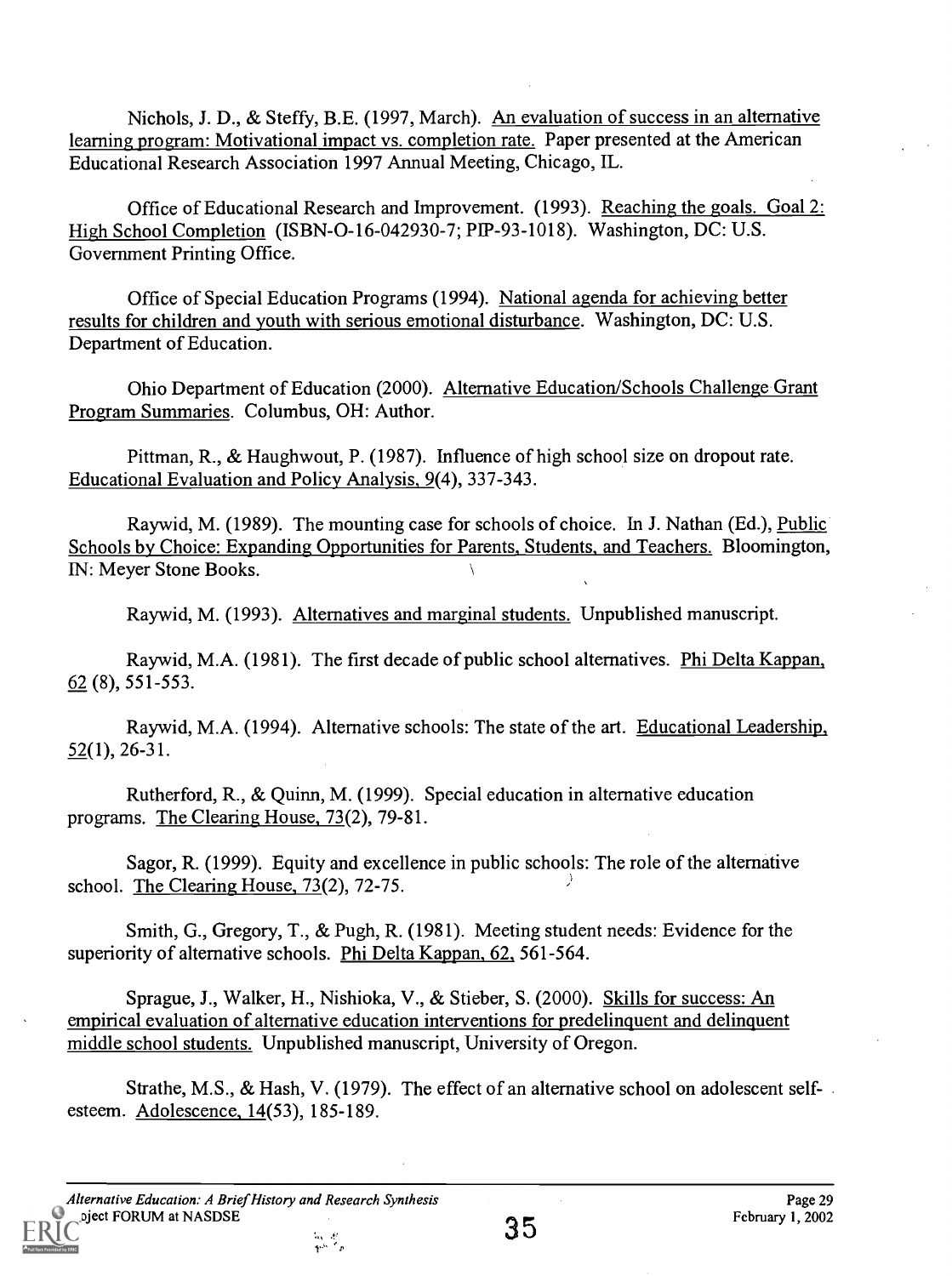Nichols, J. D., & Steffy, B.E. (1997, March). An evaluation of success in an alternative learning program: Motivational impact vs. completion rate. Paper presented at the American Educational Research Association 1997 Annual Meeting, Chicago, IL.

Office of Educational Research and Improvement. (1993). Reaching the goals. Goal 2: High School Completion (ISBN-O-16-042930-7; PIP-93-1018). Washington, DC: U.S. Government Printing Office.

Office of Special Education Programs (1994). National agenda for achieving better results for children and youth with serious emotional disturbance. Washington, DC: U.S. Department of Education.

Ohio Department of Education (2000). Alternative Education/Schools Challenge Grant Program Summaries. Columbus, OH: Author.

Pittman, R., & Haughwout, P. (1987). Influence of high school size on dropout rate. Educational Evaluation and Policy Analysis, 9(4), 337-343.

Raywid, M. (1989). The mounting case for schools of choice. In J. Nathan (Ed.), Public Schools by Choice: Expanding Opportunities for Parents, Students, and Teachers. Bloomington, IN: Meyer Stone Books.

Raywid, M. (1993). Alternatives and marginal students. Unpublished manuscript.

Raywid, M.A. (1981). The first decade of public school alternatives. Phi Delta Kappan, 62 (8), 551-553.

Raywid, M.A. (1994). Alternative schools: The state of the art. Educational Leadership, 52(1), 26-31.

Rutherford, R., & Quinn, M. (1999). Special education in alternative education programs. The Clearing House, 73(2), 79-81.

Sagor, R. (1999). Equity and excellence in public schools: The role of the alternative school. The Clearing House, 73(2), 72-75.

Smith, G., Gregory, T., & Pugh, R. (1981). Meeting student needs: Evidence for the superiority of alternative schools. Phi Delta Kappan, 62, 561-564.

Sprague, J., Walker, H., Nishioka, V., & Stieber, S. (2000). Skills for success: An empirical evaluation of alternative education interventions for predelinquent and delinquent middle school students. Unpublished manuscript, University of Oregon.

Strathe, M.S., & Hash, V. (1979). The effect of an alternative school on adolescent self-esteem. Adolescence, 14(53), 185-189.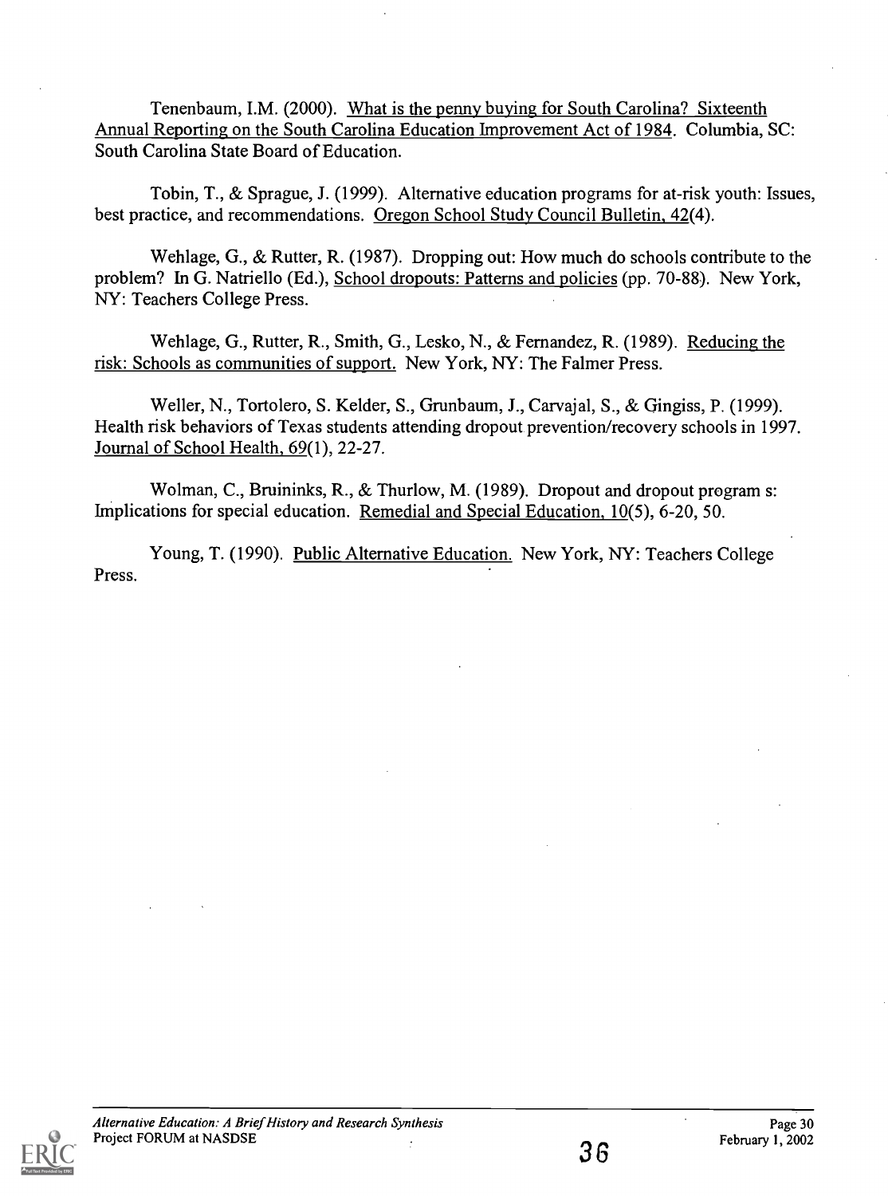Tenenbaum, I.M. (2000). What is the penny buying for South Carolina? Sixteenth Annual Reporting on the South Carolina Education Improvement Act of 1984. Columbia, SC: South Carolina State Board of Education.

Tobin, T., & Sprague, J. (1999). Alternative education programs for at-risk youth: Issues, best practice, and recommendations. Oregon School Study Council Bulletin, 42(4).

Wehlage, G., & Rutter, R. (1987). Dropping out: How much do schools contribute to the problem? In G. Natriello (Ed.), School dropouts: Patterns and policies (pp. 70-88). New York, NY: Teachers College Press.

Wehlage, G., Rutter, R., Smith, G., Lesko, N., & Fernandez, R. (1989). Reducing the risk: Schools as communities of support. New York, NY: The Falmer Press.

Weller, N., Tortolero, S. Kelder, S., Grunbaum, J., Carvajal, S., & Gingiss, P. (1999). Health risk behaviors of Texas students attending dropout prevention/recovery schools in 1997. Journal of School Health, 69(1), 22-27.

Wolman, C., Bruininks, R., & Thurlow, M. (1989). Dropout and dropout program s: Implications for special education. Remedial and Special Education, 10(5), 6-20, 50.

Young, T. (1990). Public Alternative Education. New York, NY: Teachers College Press.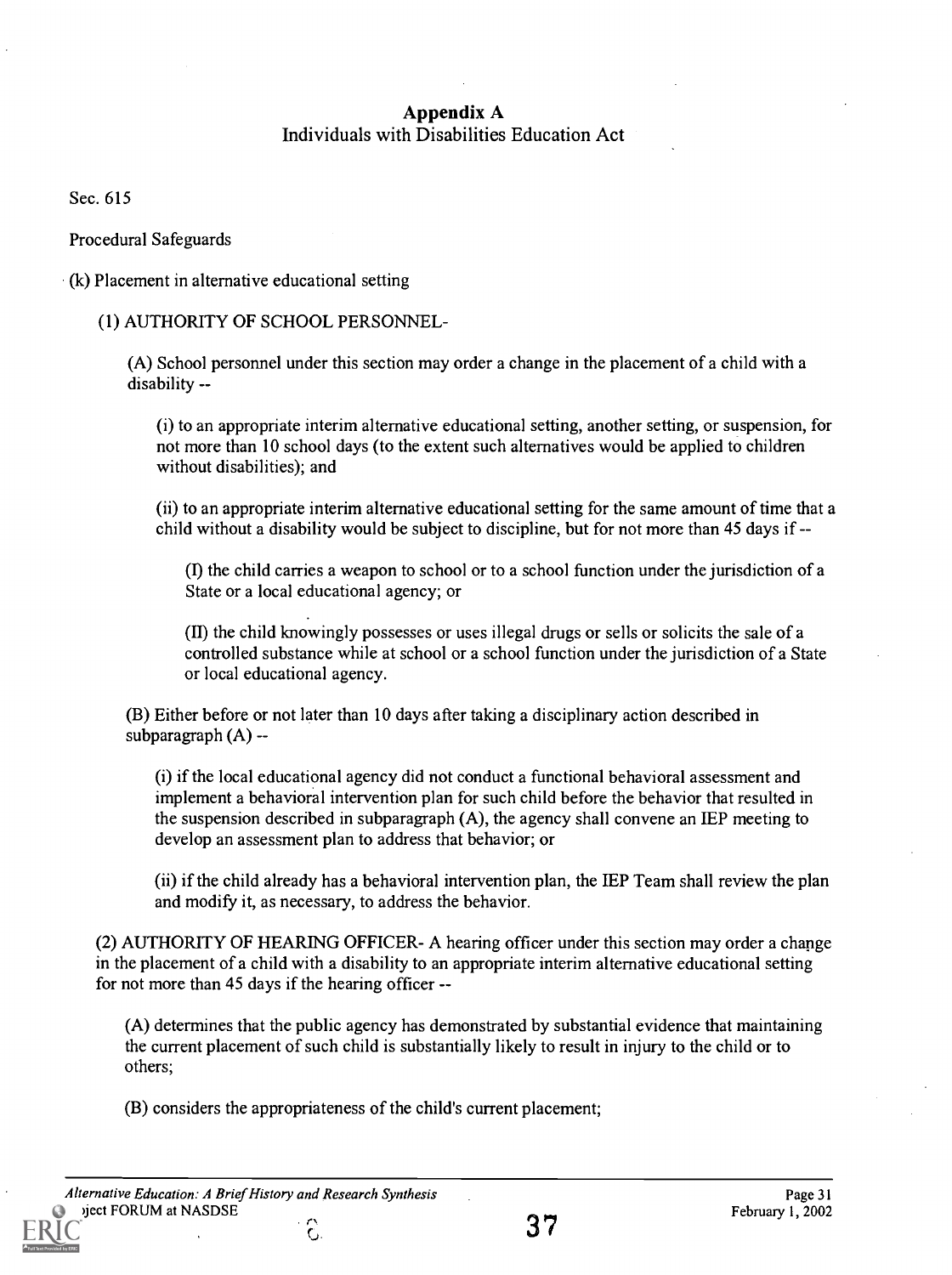## Appendix A
Individuals with Disabilities Education Act

Sec. 615

Procedural Safeguards

(k) Placement in alternative educational setting

(1) AUTHORITY OF SCHOOL PERSONNEL-

(A) School personnel under this section may order a change in the placement of a child with a disability --

(i) to an appropriate interim alternative educational setting, another setting, or suspension, for not more than 10 school days (to the extent such alternatives would be applied to children without disabilities); and

(ii) to an appropriate interim alternative educational setting for the same amount of time that a child without a disability would be subject to discipline, but for not more than 45 days if --

(I) the child carries a weapon to school or to a school function under the jurisdiction of a State or a local educational agency; or

(II) the child knowingly possesses or uses illegal drugs or sells or solicits the sale of a controlled substance while at school or a school function under the jurisdiction of a State or local educational agency.

(B) Either before or not later than 10 days after taking a disciplinary action described in subparagraph (A) --

(i) if the local educational agency did not conduct a functional behavioral assessment and implement a behavioral intervention plan for such child before the behavior that resulted in the suspension described in subparagraph (A), the agency shall convene an IEP meeting to develop an assessment plan to address that behavior; or

(ii) if the child already has a behavioral intervention plan, the IEP Team shall review the plan and modify it, as necessary, to address the behavior.

(2) AUTHORITY OF HEARING OFFICER- A hearing officer under this section may order a change in the placement of a child with a disability to an appropriate interim alternative educational setting for not more than 45 days if the hearing officer --

(A) determines that the public agency has demonstrated by substantial evidence that maintaining the current placement of such child is substantially likely to result in injury to the child or to others;

(B) considers the appropriateness of the child's current placement;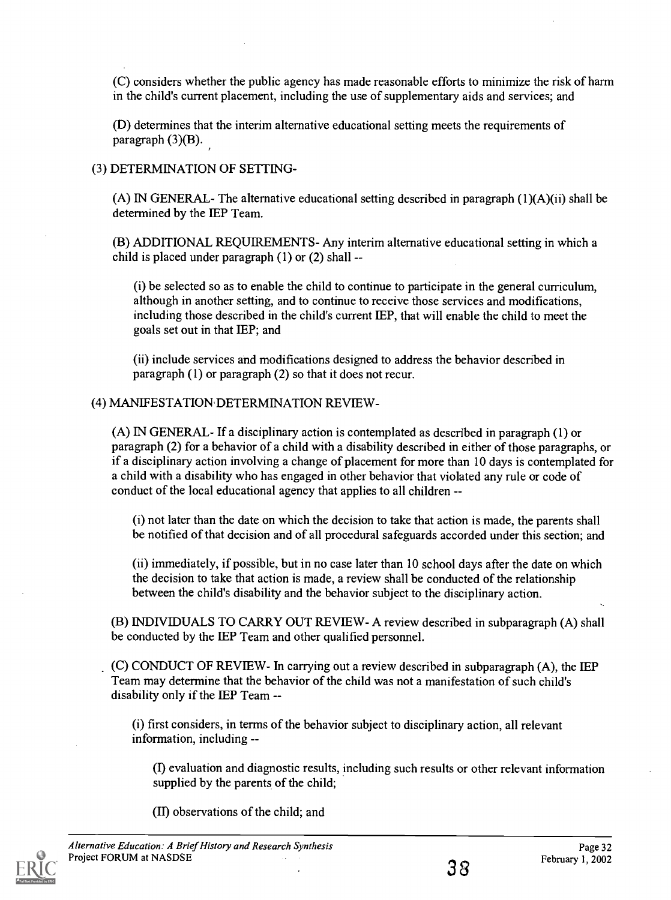(C) considers whether the public agency has made reasonable efforts to minimize the risk of harm in the child's current placement, including the use of supplementary aids and services; and

(D) determines that the interim alternative educational setting meets the requirements of paragraph (3)(B).

(3) DETERMINATION OF SETTING-

(A) IN GENERAL- The alternative educational setting described in paragraph (1)(A)(ii) shall be determined by the IEP Team.

(B) ADDITIONAL REQUIREMENTS- Any interim alternative educational setting in which a child is placed under paragraph (1) or (2) shall --

(i) be selected so as to enable the child to continue to participate in the general curriculum, although in another setting, and to continue to receive those services and modifications, including those described in the child's current IEP, that will enable the child to meet the goals set out in that IEP; and

(ii) include services and modifications designed to address the behavior described in paragraph (1) or paragraph (2) so that it does not recur.

(4) MANIFESTATION DETERMINATION REVIEW-

(A) IN GENERAL- If a disciplinary action is contemplated as described in paragraph (1) or paragraph (2) for a behavior of a child with a disability described in either of those paragraphs, or if a disciplinary action involving a change of placement for more than 10 days is contemplated for a child with a disability who has engaged in other behavior that violated any rule or code of conduct of the local educational agency that applies to all children --

(i) not later than the date on which the decision to take that action is made, the parents shall be notified of that decision and of all procedural safeguards accorded under this section; and

(ii) immediately, if possible, but in no case later than 10 school days after the date on which the decision to take that action is made, a review shall be conducted of the relationship between the child's disability and the behavior subject to the disciplinary action.

(B) INDIVIDUALS TO CARRY OUT REVIEW- A review described in subparagraph (A) shall be conducted by the IEP Team and other qualified personnel.

(C) CONDUCT OF REVIEW- In carrying out a review described in subparagraph (A), the IEP Team may determine that the behavior of the child was not a manifestation of such child's disability only if the IEP Team --

(i) first considers, in terms of the behavior subject to disciplinary action, all relevant information, including --

(I) evaluation and diagnostic results, including such results or other relevant information supplied by the parents of the child;

(II) observations of the child; and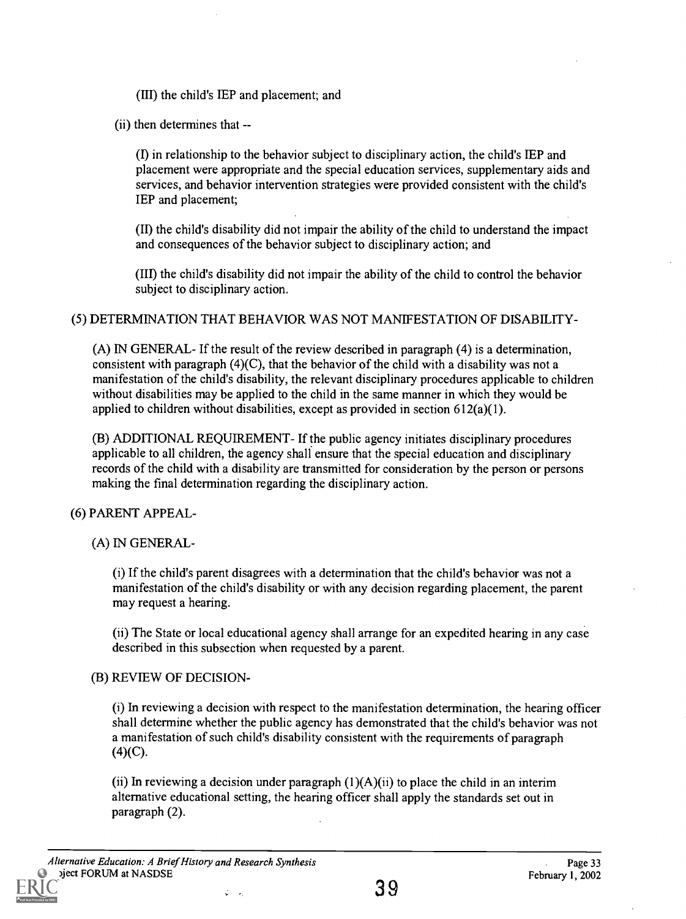(III) the child's IEP and placement; and

(ii) then determines that --

(I) in relationship to the behavior subject to disciplinary action, the child's IEP and placement were appropriate and the special education services, supplementary aids and services, and behavior intervention strategies were provided consistent with the child's IEP and placement;

(II) the child's disability did not impair the ability of the child to understand the impact and consequences of the behavior subject to disciplinary action; and

(III) the child's disability did not impair the ability of the child to control the behavior subject to disciplinary action.

(5) DETERMINATION THAT BEHAVIOR WAS NOT MANIFESTATION OF DISABILITY-

(A) IN GENERAL- If the result of the review described in paragraph (4) is a determination, consistent with paragraph (4)(C), that the behavior of the child with a disability was not a manifestation of the child's disability, the relevant disciplinary procedures applicable to children without disabilities may be applied to the child in the same manner in which they would be applied to children without disabilities, except as provided in section 612(a)(1).

(B) ADDITIONAL REQUIREMENT- If the public agency initiates disciplinary procedures applicable to all children, the agency shall ensure that the special education and disciplinary records of the child with a disability are transmitted for consideration by the person or persons making the final determination regarding the disciplinary action.

(6) PARENT APPEAL-

(A) IN GENERAL-

(i) If the child's parent disagrees with a determination that the child's behavior was not a manifestation of the child's disability or with any decision regarding placement, the parent may request a hearing.

(ii) The State or local educational agency shall arrange for an expedited hearing in any case described in this subsection when requested by a parent.

(B) REVIEW OF DECISION-

(i) In reviewing a decision with respect to the manifestation determination, the hearing officer shall determine whether the public agency has demonstrated that the child's behavior was not a manifestation of such child's disability consistent with the requirements of paragraph (4)(C).

(ii) In reviewing a decision under paragraph (1)(A)(ii) to place the child in an interim alternative educational setting, the hearing officer shall apply the standards set out in paragraph (2).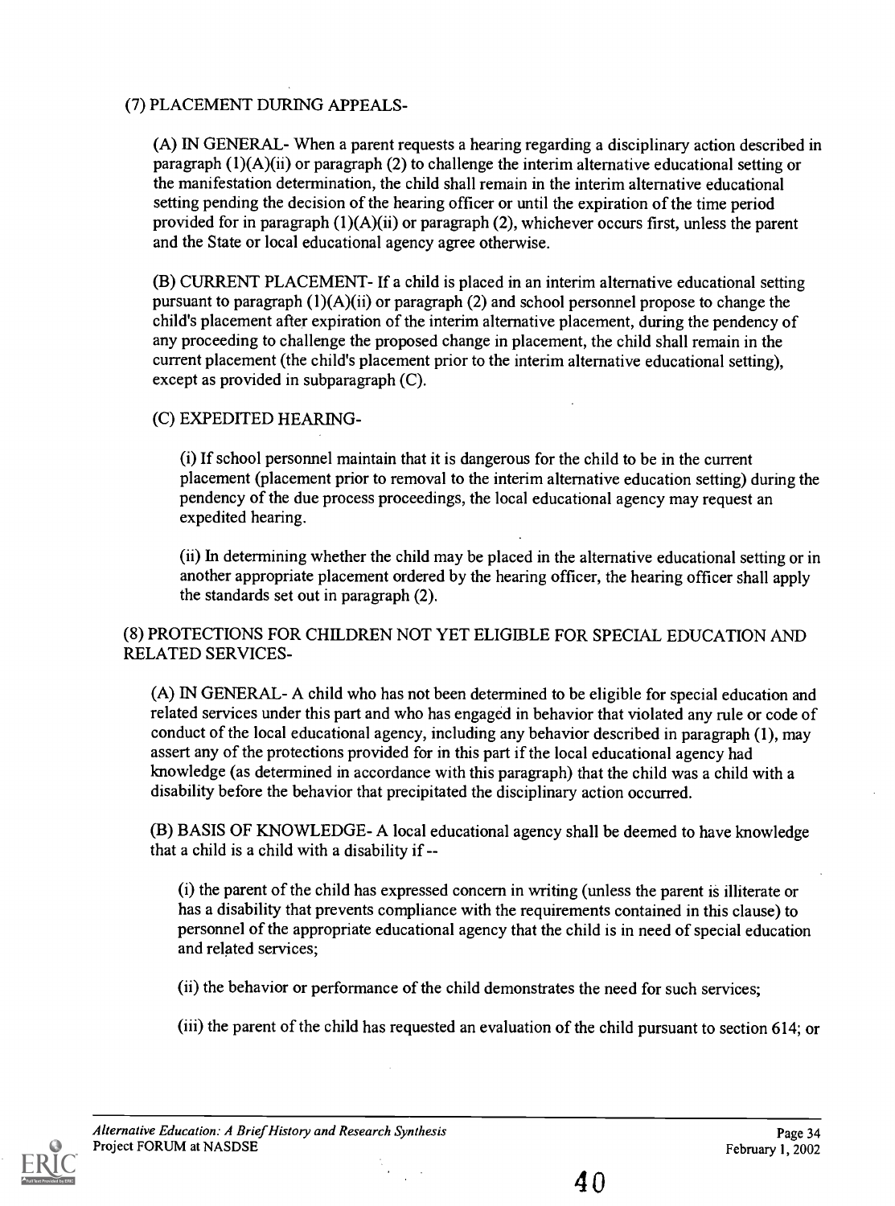(7) PLACEMENT DURING APPEALS-

(A) IN GENERAL- When a parent requests a hearing regarding a disciplinary action described in paragraph (1)(A)(ii) or paragraph (2) to challenge the interim alternative educational setting or the manifestation determination, the child shall remain in the interim alternative educational setting pending the decision of the hearing officer or until the expiration of the time period provided for in paragraph (1)(A)(ii) or paragraph (2), whichever occurs first, unless the parent and the State or local educational agency agree otherwise.

(B) CURRENT PLACEMENT- If a child is placed in an interim alternative educational setting pursuant to paragraph (1)(A)(ii) or paragraph (2) and school personnel propose to change the child's placement after expiration of the interim alternative placement, during the pendency of any proceeding to challenge the proposed change in placement, the child shall remain in the current placement (the child's placement prior to the interim alternative educational setting), except as provided in subparagraph (C).

(C) EXPEDITED HEARING-

(i) If school personnel maintain that it is dangerous for the child to be in the current placement (placement prior to removal to the interim alternative education setting) during the pendency of the due process proceedings, the local educational agency may request an expedited hearing.

(ii) In determining whether the child may be placed in the alternative educational setting or in another appropriate placement ordered by the hearing officer, the hearing officer shall apply the standards set out in paragraph (2).

(8) PROTECTIONS FOR CHILDREN NOT YET ELIGIBLE FOR SPECIAL EDUCATION AND RELATED SERVICES-

(A) IN GENERAL- A child who has not been determined to be eligible for special education and related services under this part and who has engaged in behavior that violated any rule or code of conduct of the local educational agency, including any behavior described in paragraph (1), may assert any of the protections provided for in this part if the local educational agency had knowledge (as determined in accordance with this paragraph) that the child was a child with a disability before the behavior that precipitated the disciplinary action occurred.

(B) BASIS OF KNOWLEDGE- A local educational agency shall be deemed to have knowledge that a child is a child with a disability if --

(i) the parent of the child has expressed concern in writing (unless the parent is illiterate or has a disability that prevents compliance with the requirements contained in this clause) to personnel of the appropriate educational agency that the child is in need of special education and related services;

(ii) the behavior or performance of the child demonstrates the need for such services;

(iii) the parent of the child has requested an evaluation of the child pursuant to section 614; or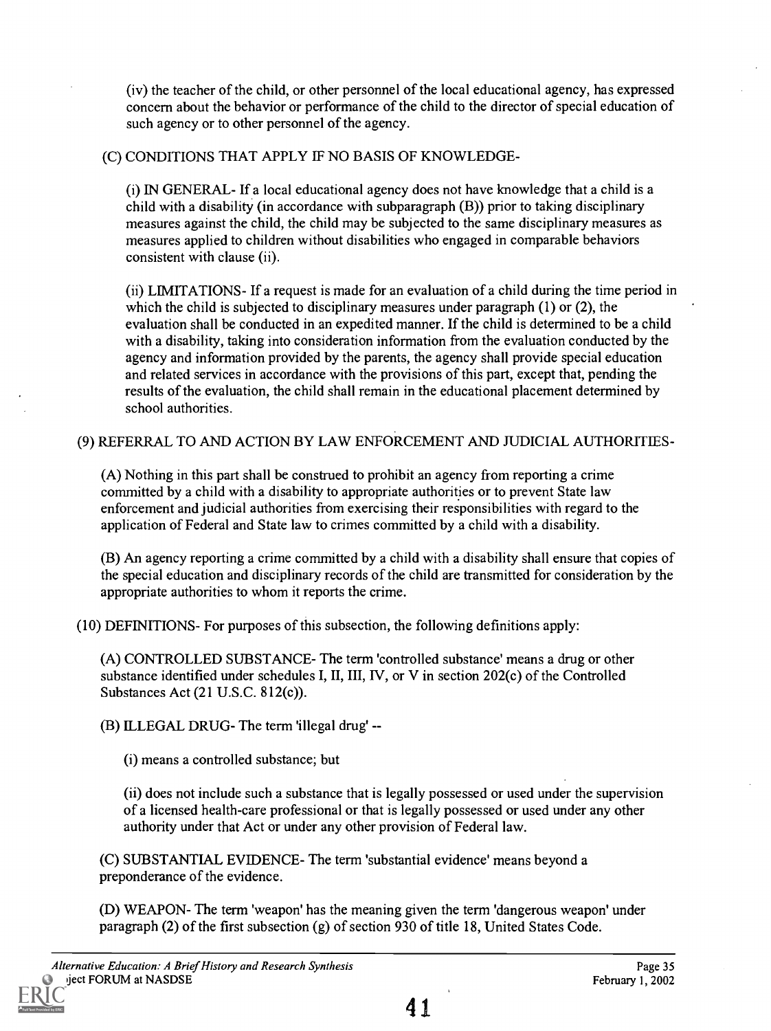(iv) the teacher of the child, or other personnel of the local educational agency, has expressed concern about the behavior or performance of the child to the director of special education of such agency or to other personnel of the agency.

(C) CONDITIONS THAT APPLY IF NO BASIS OF KNOWLEDGE-

(i) IN GENERAL- If a local educational agency does not have knowledge that a child is a child with a disability (in accordance with subparagraph (B)) prior to taking disciplinary measures against the child, the child may be subjected to the same disciplinary measures as measures applied to children without disabilities who engaged in comparable behaviors consistent with clause (ii).

(ii) LIMITATIONS- If a request is made for an evaluation of a child during the time period in which the child is subjected to disciplinary measures under paragraph (1) or (2), the evaluation shall be conducted in an expedited manner. If the child is determined to be a child with a disability, taking into consideration information from the evaluation conducted by the agency and information provided by the parents, the agency shall provide special education and related services in accordance with the provisions of this part, except that, pending the results of the evaluation, the child shall remain in the educational placement determined by school authorities.

(9) REFERRAL TO AND ACTION BY LAW ENFORCEMENT AND JUDICIAL AUTHORITIES-

(A) Nothing in this part shall be construed to prohibit an agency from reporting a crime committed by a child with a disability to appropriate authorities or to prevent State law enforcement and judicial authorities from exercising their responsibilities with regard to the application of Federal and State law to crimes committed by a child with a disability.

(B) An agency reporting a crime committed by a child with a disability shall ensure that copies of the special education and disciplinary records of the child are transmitted for consideration by the appropriate authorities to whom it reports the crime.

(10) DEFINITIONS- For purposes of this subsection, the following definitions apply:

(A) CONTROLLED SUBSTANCE- The term 'controlled substance' means a drug or other substance identified under schedules I, II, III, IV, or V in section 202(c) of the Controlled Substances Act (21 U.S.C. 812(c)).

(B) ILLEGAL DRUG- The term 'illegal drug' --

(i) means a controlled substance; but

(ii) does not include such a substance that is legally possessed or used under the supervision of a licensed health-care professional or that is legally possessed or used under any other authority under that Act or under any other provision of Federal law.

(C) SUBSTANTIAL EVIDENCE- The term 'substantial evidence' means beyond a preponderance of the evidence.

(D) WEAPON- The term 'weapon' has the meaning given the term 'dangerous weapon' under paragraph (2) of the first subsection (g) of section 930 of title 18, United States Code.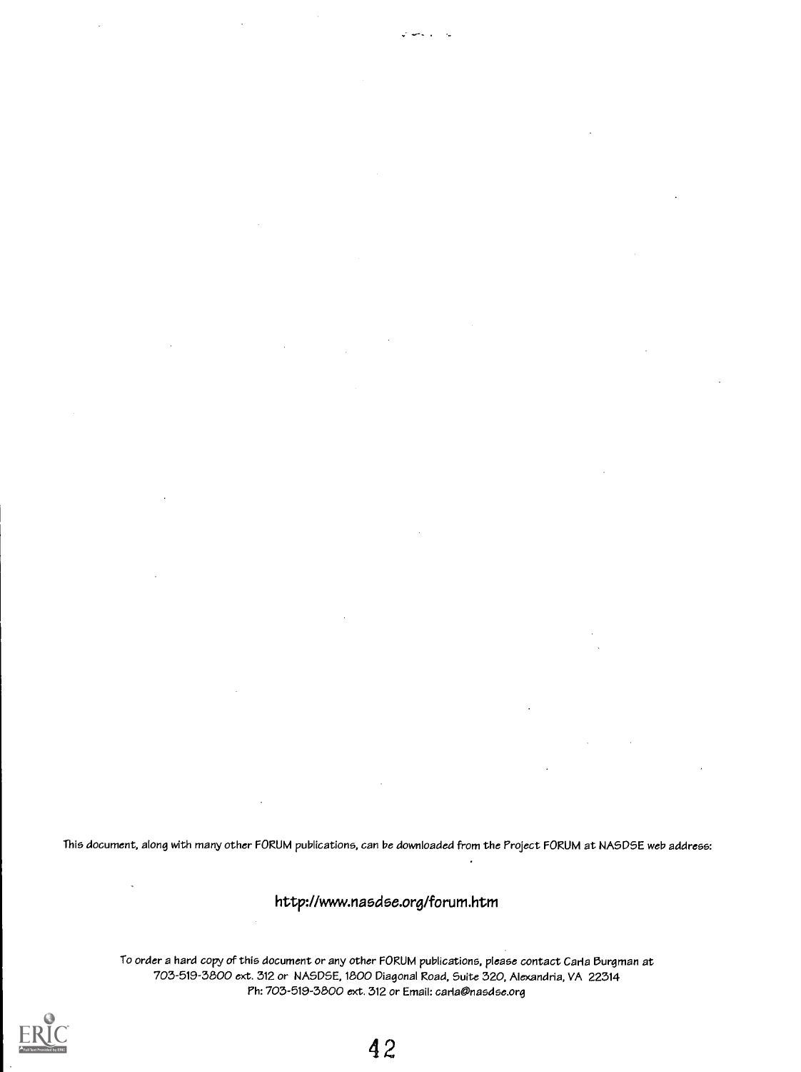This document, along with many other FORUM publications, can be downloaded from the Project FORUM at NASDSE web address:

http://www.nasdse.org/forum.htm

To order a hard copy of this document or any other FORUM publications, please contact Carla Burgman at 703-519-3800 ext. 312 or NASDSE, 1800 Diagonal Road, Suite 320, Alexandria, VA 22314 Ph: 703-519-3800 ext. 312 or Email: carla@nasdse.org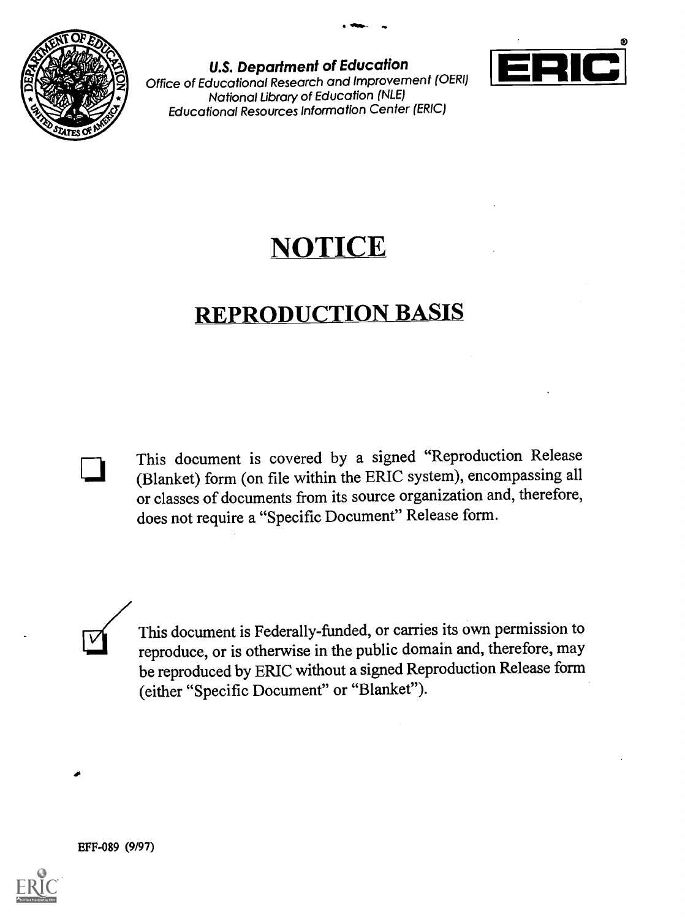U.S. Department of Education
Office of Educational Research and Improvement (OERI)
National Library of Education (NLE)
Educational Resources Information Center (ERIC)

ERIC®

# NOTICE

## REPRODUCTION BASIS

- [ ] This document is covered by a signed "Reproduction Release (Blanket) form (on file within the ERIC system), encompassing all or classes of documents from its source organization and, therefore, does not require a "Specific Document" Release form.

- [x] This document is Federally-funded, or carries its own permission to reproduce, or is otherwise in the public domain and, therefore, may be reproduced by ERIC without a signed Reproduction Release form (either "Specific Document" or "Blanket").

EFF-089 (9/97)